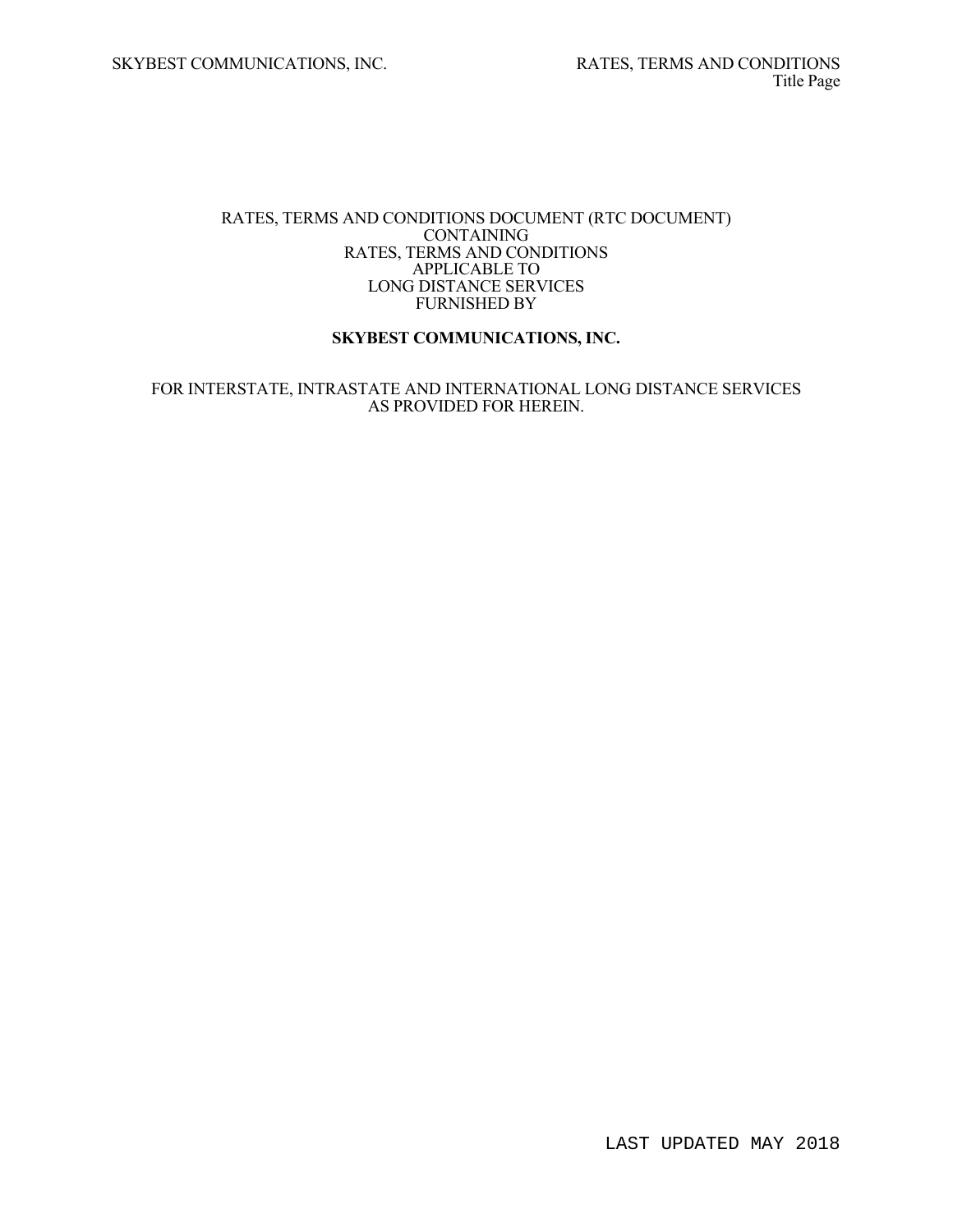RATES, TERMS AND CONDITIONS DOCUMENT (RTC DOCUMENT)
CONTAINING
RATES, TERMS AND CONDITIONS
APPLICABLE TO
LONG DISTANCE SERVICES
FURNISHED BY

**SKYBEST COMMUNICATIONS, INC.**

FOR INTERSTATE, INTRASTATE AND INTERNATIONAL LONG DISTANCE SERVICES
AS PROVIDED FOR HEREIN.

LAST UPDATED MAY 2018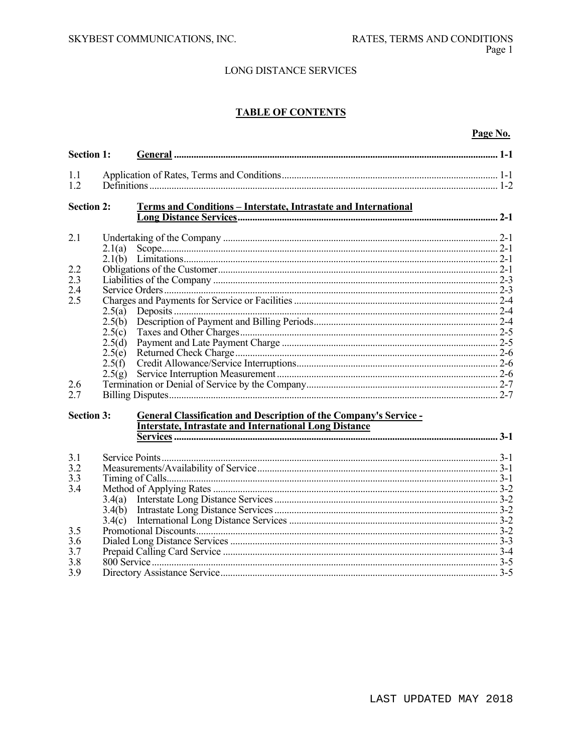LONG DISTANCE SERVICES

## TABLE OF CONTENTS

| | | Page No. |
|---|---|---|
| **Section 1:** | **General** | **1-1** |
| 1.1 | Application of Rates, Terms and Conditions | 1-1 |
| 1.2 | Definitions | 1-2 |
| **Section 2:** | **Terms and Conditions – Interstate, Intrastate and International Long Distance Services** | **2-1** |
| 2.1 | Undertaking of the Company | 2-1 |
| | 2.1(a) Scope | 2-1 |
| | 2.1(b) Limitations | 2-1 |
| 2.2 | Obligations of the Customer | 2-1 |
| 2.3 | Liabilities of the Company | 2-3 |
| 2.4 | Service Orders | 2-3 |
| 2.5 | Charges and Payments for Service or Facilities | 2-4 |
| | 2.5(a) Deposits | 2-4 |
| | 2.5(b) Description of Payment and Billing Periods | 2-4 |
| | 2.5(c) Taxes and Other Charges | 2-5 |
| | 2.5(d) Payment and Late Payment Charge | 2-5 |
| | 2.5(e) Returned Check Charge | 2-6 |
| | 2.5(f) Credit Allowance/Service Interruptions | 2-6 |
| | 2.5(g) Service Interruption Measurement | 2-6 |
| 2.6 | Termination or Denial of Service by the Company | 2-7 |
| 2.7 | Billing Disputes | 2-7 |
| **Section 3:** | **General Classification and Description of the Company's Service - Interstate, Intrastate and International Long Distance Services** | **3-1** |
| 3.1 | Service Points | 3-1 |
| 3.2 | Measurements/Availability of Service | 3-1 |
| 3.3 | Timing of Calls | 3-1 |
| 3.4 | Method of Applying Rates | 3-2 |
| | 3.4(a) Interstate Long Distance Services | 3-2 |
| | 3.4(b) Intrastate Long Distance Services | 3-2 |
| | 3.4(c) International Long Distance Services | 3-2 |
| 3.5 | Promotional Discounts | 3-2 |
| 3.6 | Dialed Long Distance Services | 3-3 |
| 3.7 | Prepaid Calling Card Service | 3-4 |
| 3.8 | 800 Service | 3-5 |
| 3.9 | Directory Assistance Service | 3-5 |

LAST UPDATED MAY 2018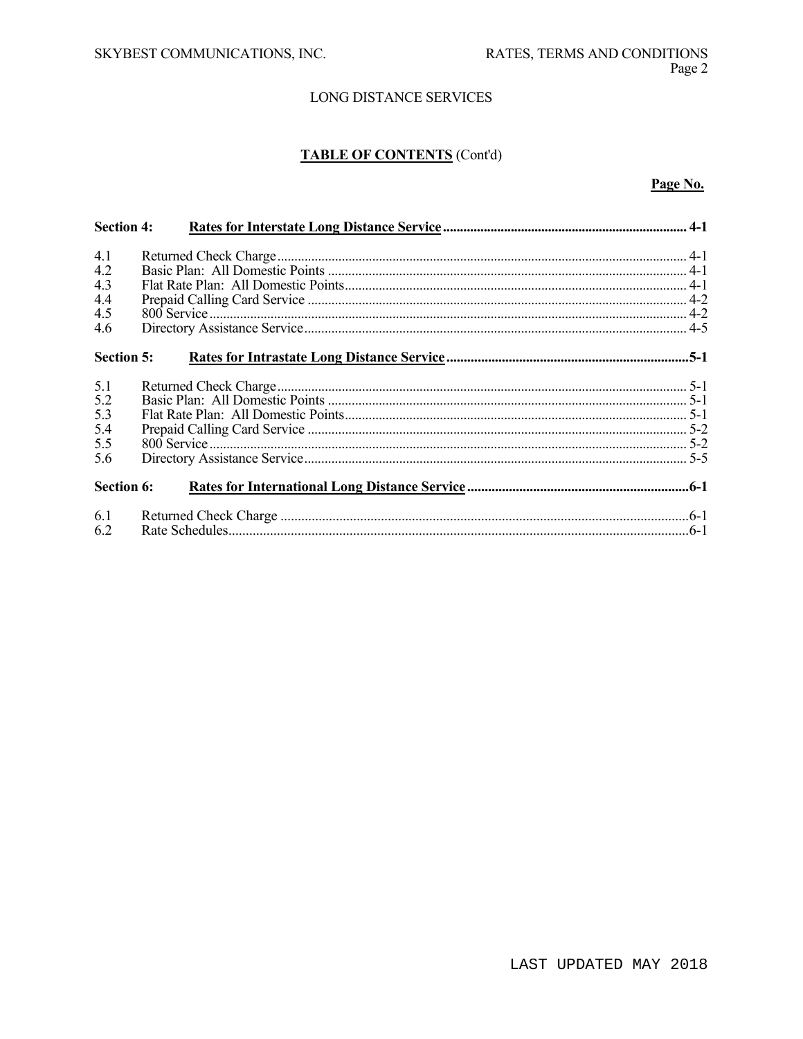LONG DISTANCE SERVICES

## TABLE OF CONTENTS (Cont'd)

| | | Page No. |
|---|---|---|
| **Section 4:** | **Rates for Interstate Long Distance Service** | **4-1** |
| 4.1 | Returned Check Charge | 4-1 |
| 4.2 | Basic Plan: All Domestic Points | 4-1 |
| 4.3 | Flat Rate Plan: All Domestic Points | 4-1 |
| 4.4 | Prepaid Calling Card Service | 4-2 |
| 4.5 | 800 Service | 4-2 |
| 4.6 | Directory Assistance Service | 4-5 |
| **Section 5:** | **Rates for Intrastate Long Distance Service** | **5-1** |
| 5.1 | Returned Check Charge | 5-1 |
| 5.2 | Basic Plan: All Domestic Points | 5-1 |
| 5.3 | Flat Rate Plan: All Domestic Points | 5-1 |
| 5.4 | Prepaid Calling Card Service | 5-2 |
| 5.5 | 800 Service | 5-2 |
| 5.6 | Directory Assistance Service | 5-5 |
| **Section 6:** | **Rates for International Long Distance Service** | **6-1** |
| 6.1 | Returned Check Charge | 6-1 |
| 6.2 | Rate Schedules | 6-1 |

LAST UPDATED MAY 2018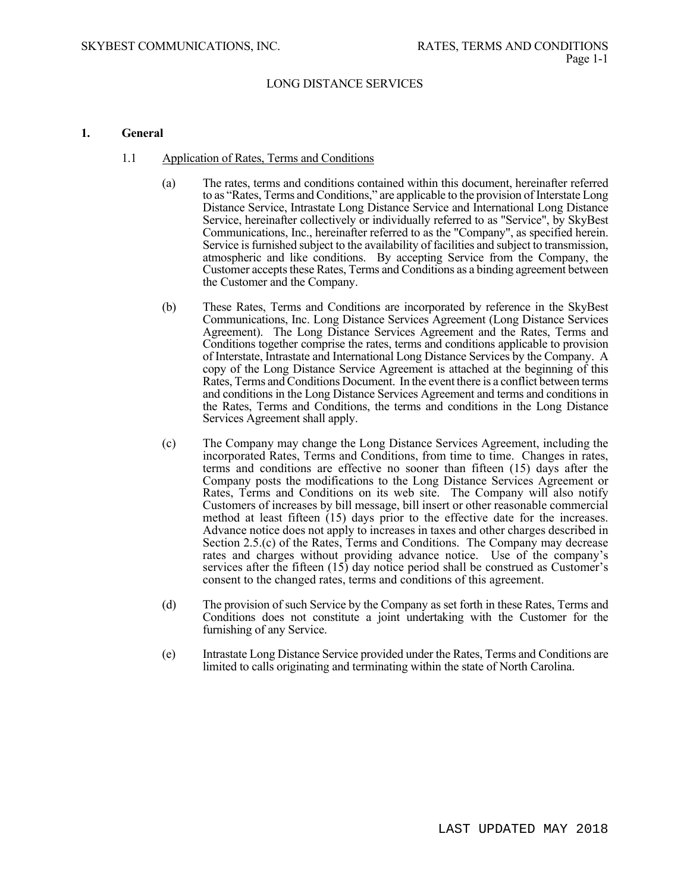## 1. General

### 1.1 Application of Rates, Terms and Conditions

(a) The rates, terms and conditions contained within this document, hereinafter referred to as "Rates, Terms and Conditions," are applicable to the provision of Interstate Long Distance Service, Intrastate Long Distance Service and International Long Distance Service, hereinafter collectively or individually referred to as "Service", by SkyBest Communications, Inc., hereinafter referred to as the "Company", as specified herein. Service is furnished subject to the availability of facilities and subject to transmission, atmospheric and like conditions. By accepting Service from the Company, the Customer accepts these Rates, Terms and Conditions as a binding agreement between the Customer and the Company.

(b) These Rates, Terms and Conditions are incorporated by reference in the SkyBest Communications, Inc. Long Distance Services Agreement (Long Distance Services Agreement). The Long Distance Services Agreement and the Rates, Terms and Conditions together comprise the rates, terms and conditions applicable to provision of Interstate, Intrastate and International Long Distance Services by the Company. A copy of the Long Distance Service Agreement is attached at the beginning of this Rates, Terms and Conditions Document. In the event there is a conflict between terms and conditions in the Long Distance Services Agreement and terms and conditions in the Rates, Terms and Conditions, the terms and conditions in the Long Distance Services Agreement shall apply.

(c) The Company may change the Long Distance Services Agreement, including the incorporated Rates, Terms and Conditions, from time to time. Changes in rates, terms and conditions are effective no sooner than fifteen (15) days after the Company posts the modifications to the Long Distance Services Agreement or Rates, Terms and Conditions on its web site. The Company will also notify Customers of increases by bill message, bill insert or other reasonable commercial method at least fifteen (15) days prior to the effective date for the increases. Advance notice does not apply to increases in taxes and other charges described in Section 2.5.(c) of the Rates, Terms and Conditions. The Company may decrease rates and charges without providing advance notice. Use of the company's services after the fifteen (15) day notice period shall be construed as Customer's consent to the changed rates, terms and conditions of this agreement.

(d) The provision of such Service by the Company as set forth in these Rates, Terms and Conditions does not constitute a joint undertaking with the Customer for the furnishing of any Service.

(e) Intrastate Long Distance Service provided under the Rates, Terms and Conditions are limited to calls originating and terminating within the state of North Carolina.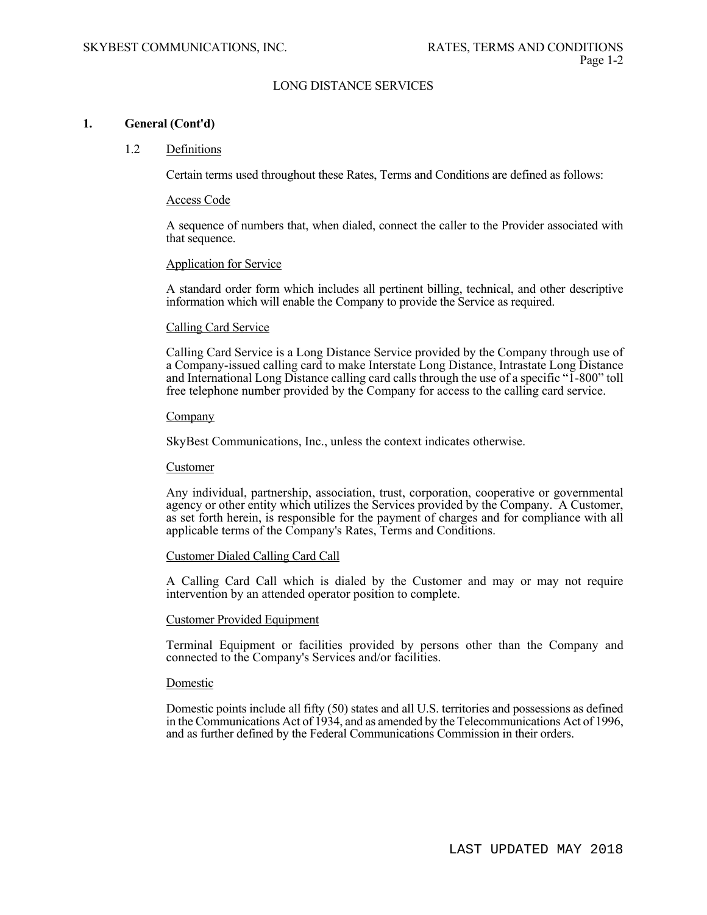## 1. General (Cont'd)

### 1.2 Definitions

Certain terms used throughout these Rates, Terms and Conditions are defined as follows:

Access Code

A sequence of numbers that, when dialed, connect the caller to the Provider associated with that sequence.

Application for Service

A standard order form which includes all pertinent billing, technical, and other descriptive information which will enable the Company to provide the Service as required.

Calling Card Service

Calling Card Service is a Long Distance Service provided by the Company through use of a Company-issued calling card to make Interstate Long Distance, Intrastate Long Distance and International Long Distance calling card calls through the use of a specific "1-800" toll free telephone number provided by the Company for access to the calling card service.

Company

SkyBest Communications, Inc., unless the context indicates otherwise.

Customer

Any individual, partnership, association, trust, corporation, cooperative or governmental agency or other entity which utilizes the Services provided by the Company. A Customer, as set forth herein, is responsible for the payment of charges and for compliance with all applicable terms of the Company's Rates, Terms and Conditions.

Customer Dialed Calling Card Call

A Calling Card Call which is dialed by the Customer and may or may not require intervention by an attended operator position to complete.

Customer Provided Equipment

Terminal Equipment or facilities provided by persons other than the Company and connected to the Company's Services and/or facilities.

Domestic

Domestic points include all fifty (50) states and all U.S. territories and possessions as defined in the Communications Act of 1934, and as amended by the Telecommunications Act of 1996, and as further defined by the Federal Communications Commission in their orders.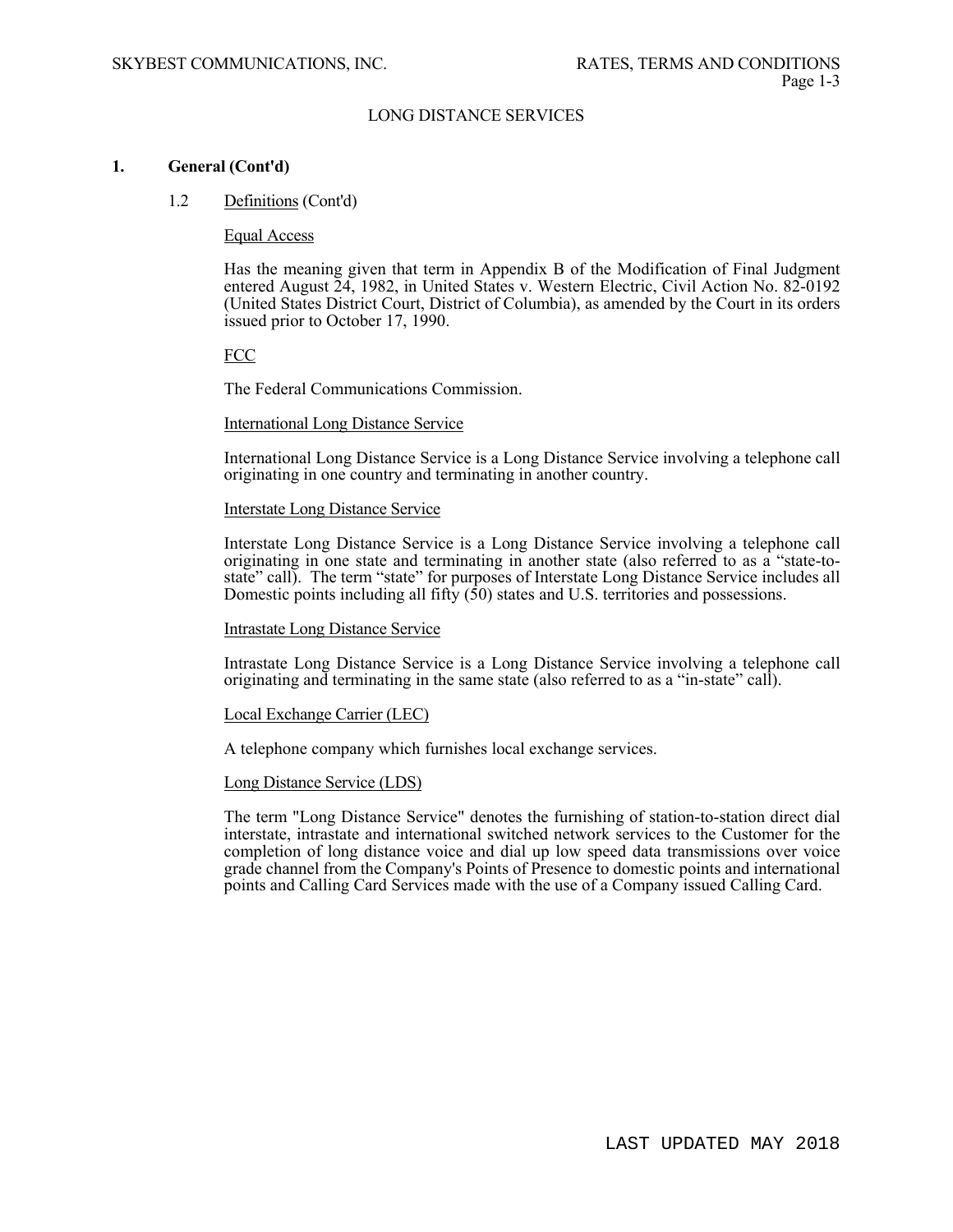LONG DISTANCE SERVICES

## 1. General (Cont'd)

### 1.2 Definitions (Cont'd)

Equal Access

Has the meaning given that term in Appendix B of the Modification of Final Judgment entered August 24, 1982, in United States v. Western Electric, Civil Action No. 82-0192 (United States District Court, District of Columbia), as amended by the Court in its orders issued prior to October 17, 1990.

FCC

The Federal Communications Commission.

International Long Distance Service

International Long Distance Service is a Long Distance Service involving a telephone call originating in one country and terminating in another country.

Interstate Long Distance Service

Interstate Long Distance Service is a Long Distance Service involving a telephone call originating in one state and terminating in another state (also referred to as a "state-to-state" call). The term "state" for purposes of Interstate Long Distance Service includes all Domestic points including all fifty (50) states and U.S. territories and possessions.

Intrastate Long Distance Service

Intrastate Long Distance Service is a Long Distance Service involving a telephone call originating and terminating in the same state (also referred to as a "in-state" call).

Local Exchange Carrier (LEC)

A telephone company which furnishes local exchange services.

Long Distance Service (LDS)

The term "Long Distance Service" denotes the furnishing of station-to-station direct dial interstate, intrastate and international switched network services to the Customer for the completion of long distance voice and dial up low speed data transmissions over voice grade channel from the Company's Points of Presence to domestic points and international points and Calling Card Services made with the use of a Company issued Calling Card.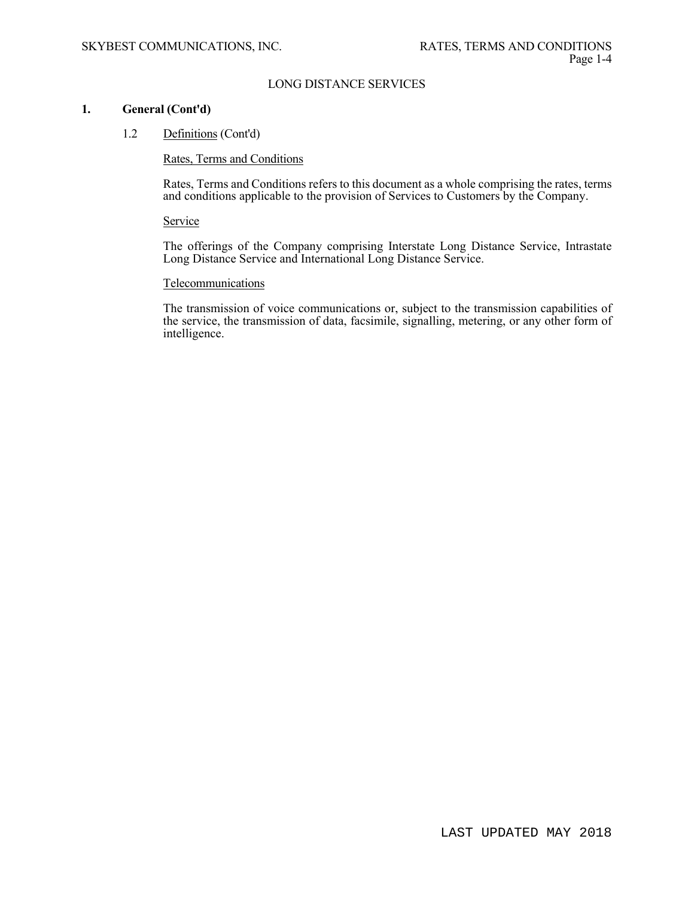LONG DISTANCE SERVICES

## 1. General (Cont'd)

### 1.2 Definitions (Cont'd)

Rates, Terms and Conditions

Rates, Terms and Conditions refers to this document as a whole comprising the rates, terms and conditions applicable to the provision of Services to Customers by the Company.

Service

The offerings of the Company comprising Interstate Long Distance Service, Intrastate Long Distance Service and International Long Distance Service.

Telecommunications

The transmission of voice communications or, subject to the transmission capabilities of the service, the transmission of data, facsimile, signalling, metering, or any other form of intelligence.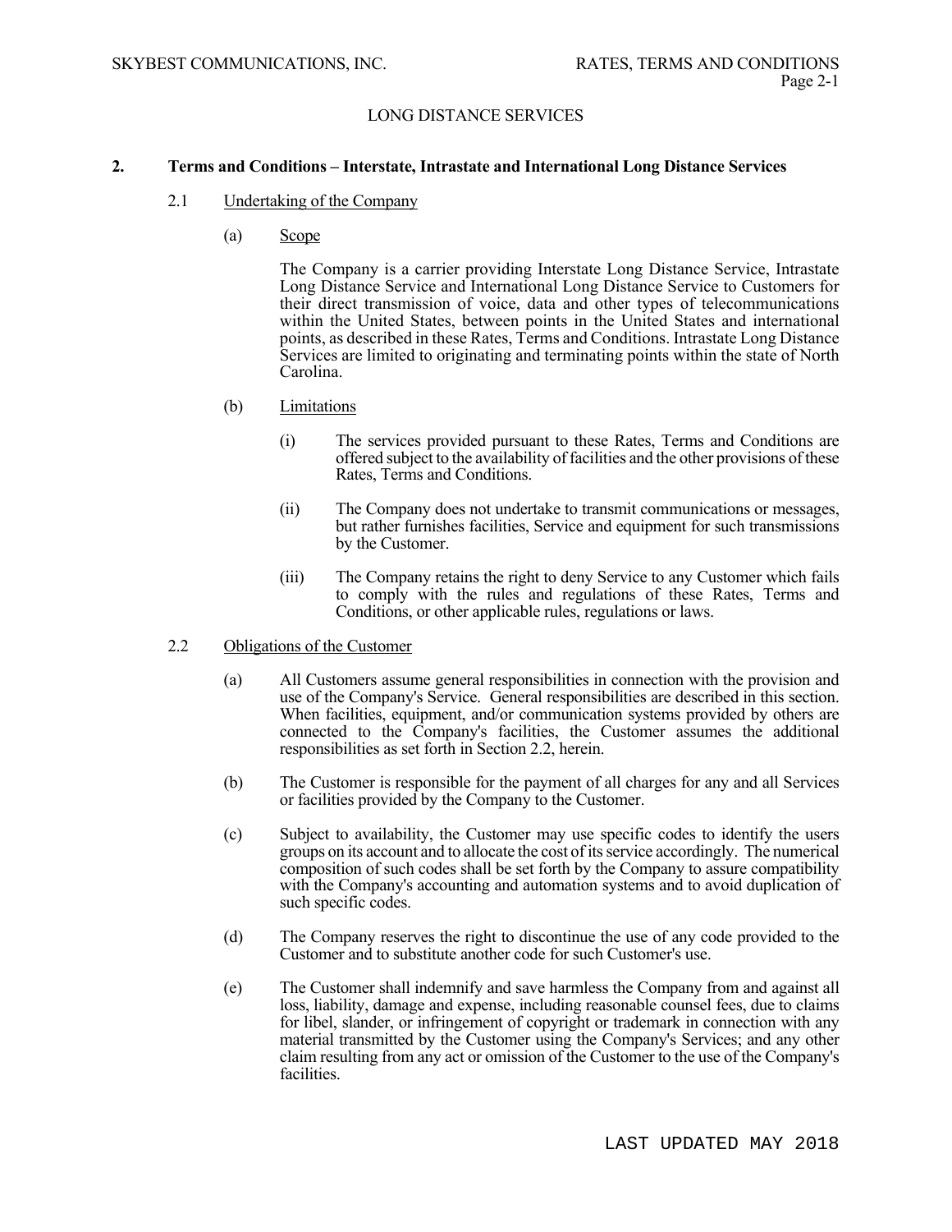## 2. Terms and Conditions – Interstate, Intrastate and International Long Distance Services

### 2.1 Undertaking of the Company

(a) Scope

The Company is a carrier providing Interstate Long Distance Service, Intrastate Long Distance Service and International Long Distance Service to Customers for their direct transmission of voice, data and other types of telecommunications within the United States, between points in the United States and international points, as described in these Rates, Terms and Conditions. Intrastate Long Distance Services are limited to originating and terminating points within the state of North Carolina.

(b) Limitations

(i) The services provided pursuant to these Rates, Terms and Conditions are offered subject to the availability of facilities and the other provisions of these Rates, Terms and Conditions.

(ii) The Company does not undertake to transmit communications or messages, but rather furnishes facilities, Service and equipment for such transmissions by the Customer.

(iii) The Company retains the right to deny Service to any Customer which fails to comply with the rules and regulations of these Rates, Terms and Conditions, or other applicable rules, regulations or laws.

### 2.2 Obligations of the Customer

(a) All Customers assume general responsibilities in connection with the provision and use of the Company's Service. General responsibilities are described in this section. When facilities, equipment, and/or communication systems provided by others are connected to the Company's facilities, the Customer assumes the additional responsibilities as set forth in Section 2.2, herein.

(b) The Customer is responsible for the payment of all charges for any and all Services or facilities provided by the Company to the Customer.

(c) Subject to availability, the Customer may use specific codes to identify the users groups on its account and to allocate the cost of its service accordingly. The numerical composition of such codes shall be set forth by the Company to assure compatibility with the Company's accounting and automation systems and to avoid duplication of such specific codes.

(d) The Company reserves the right to discontinue the use of any code provided to the Customer and to substitute another code for such Customer's use.

(e) The Customer shall indemnify and save harmless the Company from and against all loss, liability, damage and expense, including reasonable counsel fees, due to claims for libel, slander, or infringement of copyright or trademark in connection with any material transmitted by the Customer using the Company's Services; and any other claim resulting from any act or omission of the Customer to the use of the Company's facilities.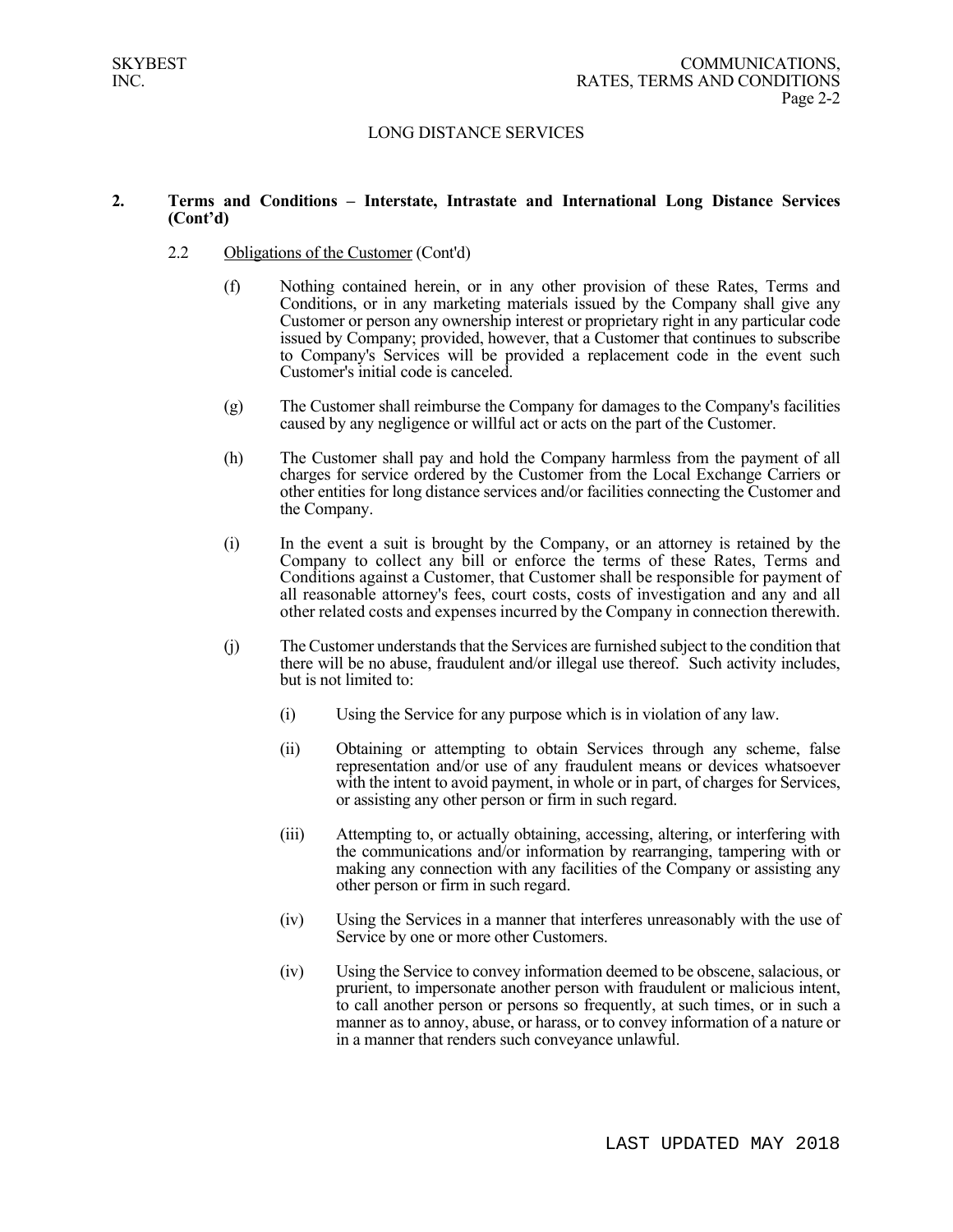## LONG DISTANCE SERVICES

**2. Terms and Conditions – Interstate, Intrastate and International Long Distance Services (Cont'd)**

2.2 Obligations of the Customer (Cont'd)

(f) Nothing contained herein, or in any other provision of these Rates, Terms and Conditions, or in any marketing materials issued by the Company shall give any Customer or person any ownership interest or proprietary right in any particular code issued by Company; provided, however, that a Customer that continues to subscribe to Company's Services will be provided a replacement code in the event such Customer's initial code is canceled.

(g) The Customer shall reimburse the Company for damages to the Company's facilities caused by any negligence or willful act or acts on the part of the Customer.

(h) The Customer shall pay and hold the Company harmless from the payment of all charges for service ordered by the Customer from the Local Exchange Carriers or other entities for long distance services and/or facilities connecting the Customer and the Company.

(i) In the event a suit is brought by the Company, or an attorney is retained by the Company to collect any bill or enforce the terms of these Rates, Terms and Conditions against a Customer, that Customer shall be responsible for payment of all reasonable attorney's fees, court costs, costs of investigation and any and all other related costs and expenses incurred by the Company in connection therewith.

(j) The Customer understands that the Services are furnished subject to the condition that there will be no abuse, fraudulent and/or illegal use thereof. Such activity includes, but is not limited to:

(i) Using the Service for any purpose which is in violation of any law.

(ii) Obtaining or attempting to obtain Services through any scheme, false representation and/or use of any fraudulent means or devices whatsoever with the intent to avoid payment, in whole or in part, of charges for Services, or assisting any other person or firm in such regard.

(iii) Attempting to, or actually obtaining, accessing, altering, or interfering with the communications and/or information by rearranging, tampering with or making any connection with any facilities of the Company or assisting any other person or firm in such regard.

(iv) Using the Services in a manner that interferes unreasonably with the use of Service by one or more other Customers.

(iv) Using the Service to convey information deemed to be obscene, salacious, or prurient, to impersonate another person with fraudulent or malicious intent, to call another person or persons so frequently, at such times, or in such a manner as to annoy, abuse, or harass, or to convey information of a nature or in a manner that renders such conveyance unlawful.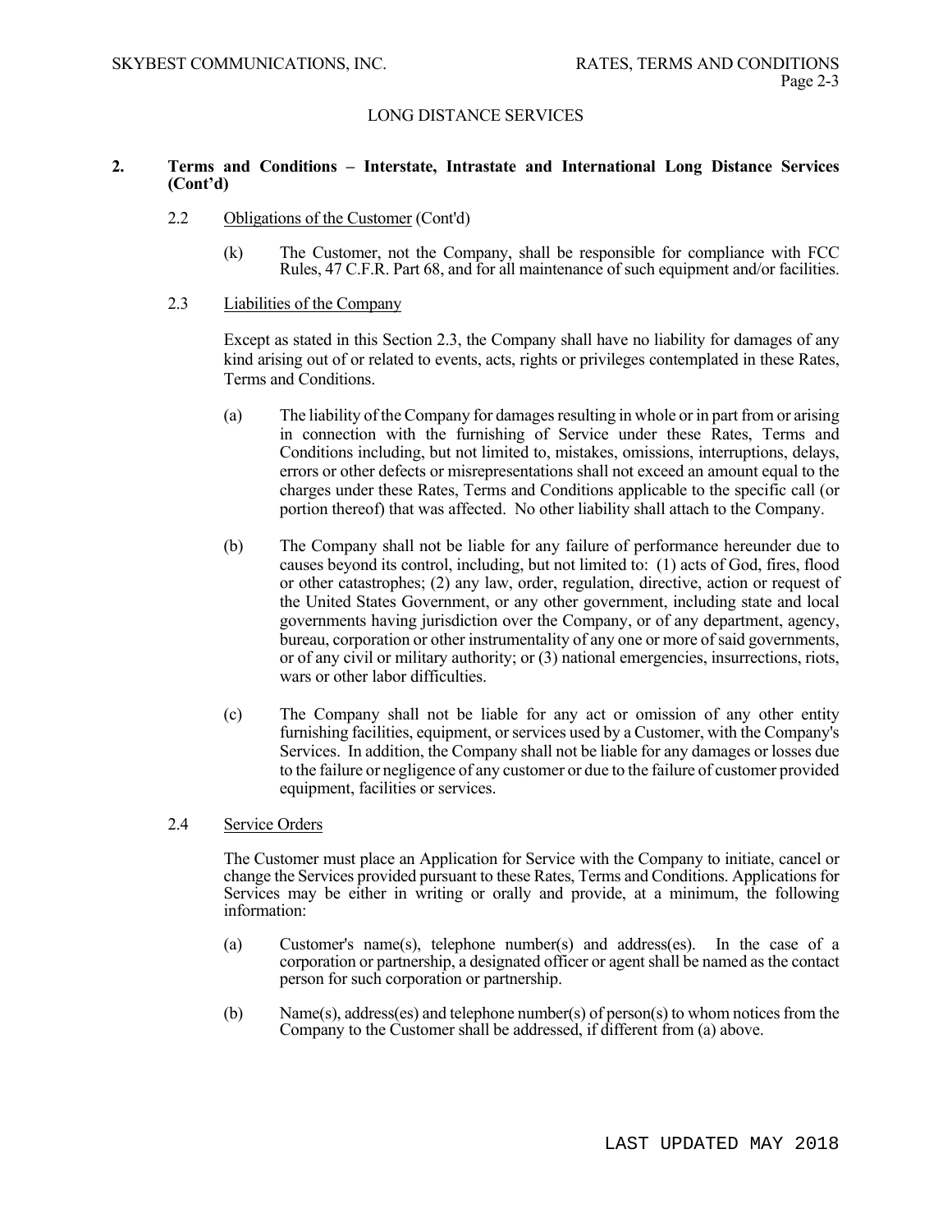## 2. Terms and Conditions – Interstate, Intrastate and International Long Distance Services (Cont'd)

### 2.2 Obligations of the Customer (Cont'd)

(k) The Customer, not the Company, shall be responsible for compliance with FCC Rules, 47 C.F.R. Part 68, and for all maintenance of such equipment and/or facilities.

### 2.3 Liabilities of the Company

Except as stated in this Section 2.3, the Company shall have no liability for damages of any kind arising out of or related to events, acts, rights or privileges contemplated in these Rates, Terms and Conditions.

(a) The liability of the Company for damages resulting in whole or in part from or arising in connection with the furnishing of Service under these Rates, Terms and Conditions including, but not limited to, mistakes, omissions, interruptions, delays, errors or other defects or misrepresentations shall not exceed an amount equal to the charges under these Rates, Terms and Conditions applicable to the specific call (or portion thereof) that was affected. No other liability shall attach to the Company.

(b) The Company shall not be liable for any failure of performance hereunder due to causes beyond its control, including, but not limited to: (1) acts of God, fires, flood or other catastrophes; (2) any law, order, regulation, directive, action or request of the United States Government, or any other government, including state and local governments having jurisdiction over the Company, or of any department, agency, bureau, corporation or other instrumentality of any one or more of said governments, or of any civil or military authority; or (3) national emergencies, insurrections, riots, wars or other labor difficulties.

(c) The Company shall not be liable for any act or omission of any other entity furnishing facilities, equipment, or services used by a Customer, with the Company's Services. In addition, the Company shall not be liable for any damages or losses due to the failure or negligence of any customer or due to the failure of customer provided equipment, facilities or services.

### 2.4 Service Orders

The Customer must place an Application for Service with the Company to initiate, cancel or change the Services provided pursuant to these Rates, Terms and Conditions. Applications for Services may be either in writing or orally and provide, at a minimum, the following information:

(a) Customer's name(s), telephone number(s) and address(es). In the case of a corporation or partnership, a designated officer or agent shall be named as the contact person for such corporation or partnership.

(b) Name(s), address(es) and telephone number(s) of person(s) to whom notices from the Company to the Customer shall be addressed, if different from (a) above.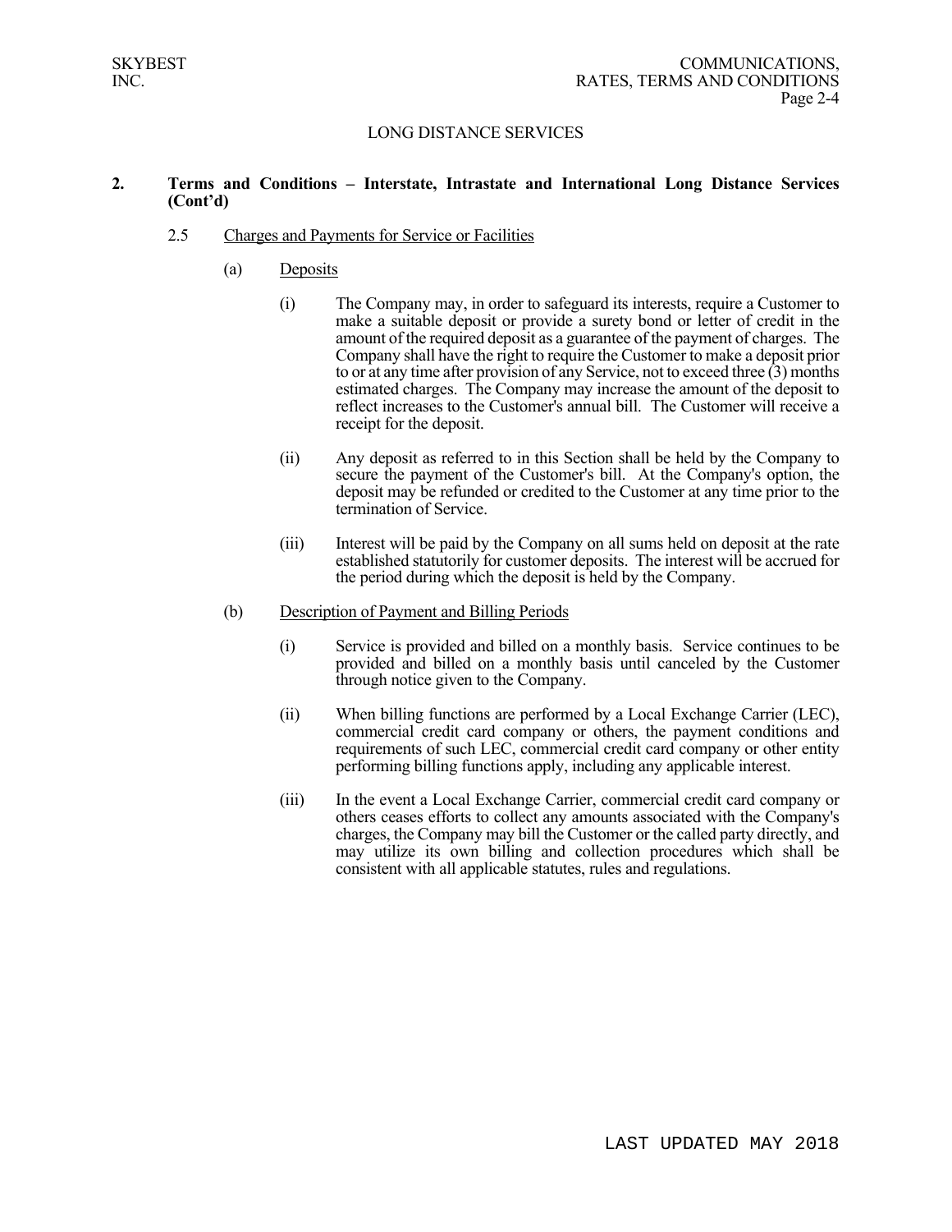LONG DISTANCE SERVICES

**2. Terms and Conditions – Interstate, Intrastate and International Long Distance Services (Cont'd)**

2.5 Charges and Payments for Service or Facilities

(a) Deposits

(i) The Company may, in order to safeguard its interests, require a Customer to make a suitable deposit or provide a surety bond or letter of credit in the amount of the required deposit as a guarantee of the payment of charges. The Company shall have the right to require the Customer to make a deposit prior to or at any time after provision of any Service, not to exceed three (3) months estimated charges. The Company may increase the amount of the deposit to reflect increases to the Customer's annual bill. The Customer will receive a receipt for the deposit.

(ii) Any deposit as referred to in this Section shall be held by the Company to secure the payment of the Customer's bill. At the Company's option, the deposit may be refunded or credited to the Customer at any time prior to the termination of Service.

(iii) Interest will be paid by the Company on all sums held on deposit at the rate established statutorily for customer deposits. The interest will be accrued for the period during which the deposit is held by the Company.

(b) Description of Payment and Billing Periods

(i) Service is provided and billed on a monthly basis. Service continues to be provided and billed on a monthly basis until canceled by the Customer through notice given to the Company.

(ii) When billing functions are performed by a Local Exchange Carrier (LEC), commercial credit card company or others, the payment conditions and requirements of such LEC, commercial credit card company or other entity performing billing functions apply, including any applicable interest.

(iii) In the event a Local Exchange Carrier, commercial credit card company or others ceases efforts to collect any amounts associated with the Company's charges, the Company may bill the Customer or the called party directly, and may utilize its own billing and collection procedures which shall be consistent with all applicable statutes, rules and regulations.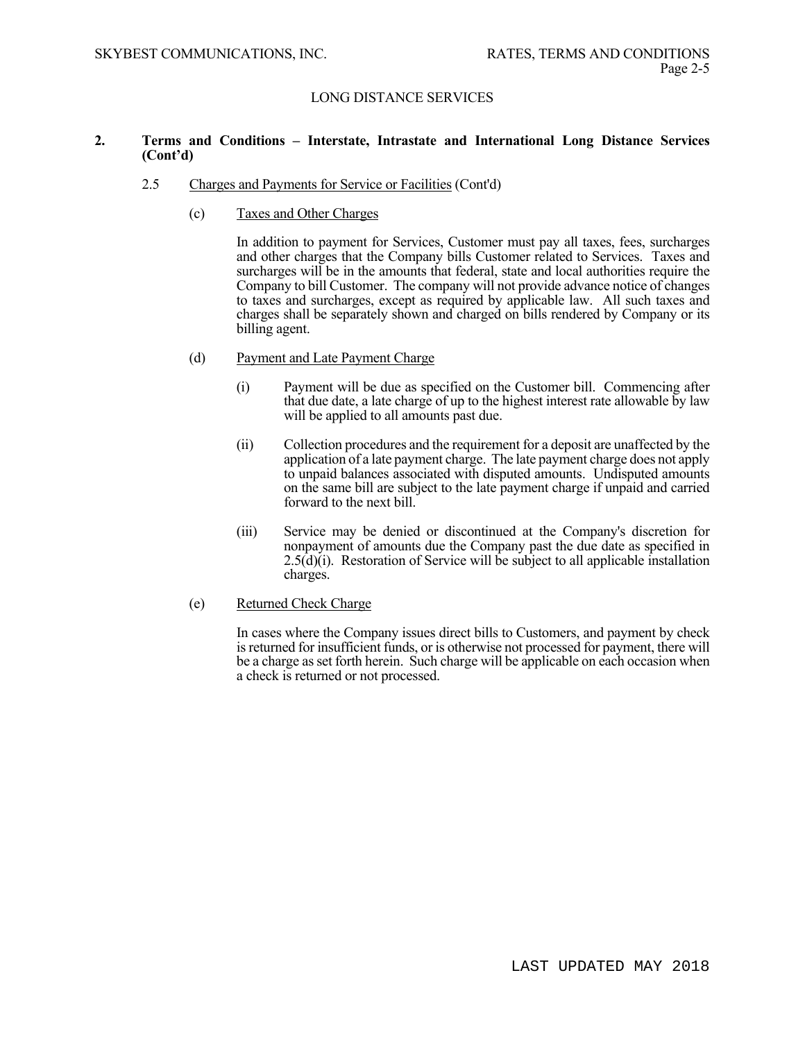LONG DISTANCE SERVICES

## 2. Terms and Conditions – Interstate, Intrastate and International Long Distance Services (Cont'd)

### 2.5 Charges and Payments for Service or Facilities (Cont'd)

#### (c) Taxes and Other Charges

In addition to payment for Services, Customer must pay all taxes, fees, surcharges and other charges that the Company bills Customer related to Services. Taxes and surcharges will be in the amounts that federal, state and local authorities require the Company to bill Customer. The company will not provide advance notice of changes to taxes and surcharges, except as required by applicable law. All such taxes and charges shall be separately shown and charged on bills rendered by Company or its billing agent.

#### (d) Payment and Late Payment Charge

(i) Payment will be due as specified on the Customer bill. Commencing after that due date, a late charge of up to the highest interest rate allowable by law will be applied to all amounts past due.

(ii) Collection procedures and the requirement for a deposit are unaffected by the application of a late payment charge. The late payment charge does not apply to unpaid balances associated with disputed amounts. Undisputed amounts on the same bill are subject to the late payment charge if unpaid and carried forward to the next bill.

(iii) Service may be denied or discontinued at the Company's discretion for nonpayment of amounts due the Company past the due date as specified in 2.5(d)(i). Restoration of Service will be subject to all applicable installation charges.

#### (e) Returned Check Charge

In cases where the Company issues direct bills to Customers, and payment by check is returned for insufficient funds, or is otherwise not processed for payment, there will be a charge as set forth herein. Such charge will be applicable on each occasion when a check is returned or not processed.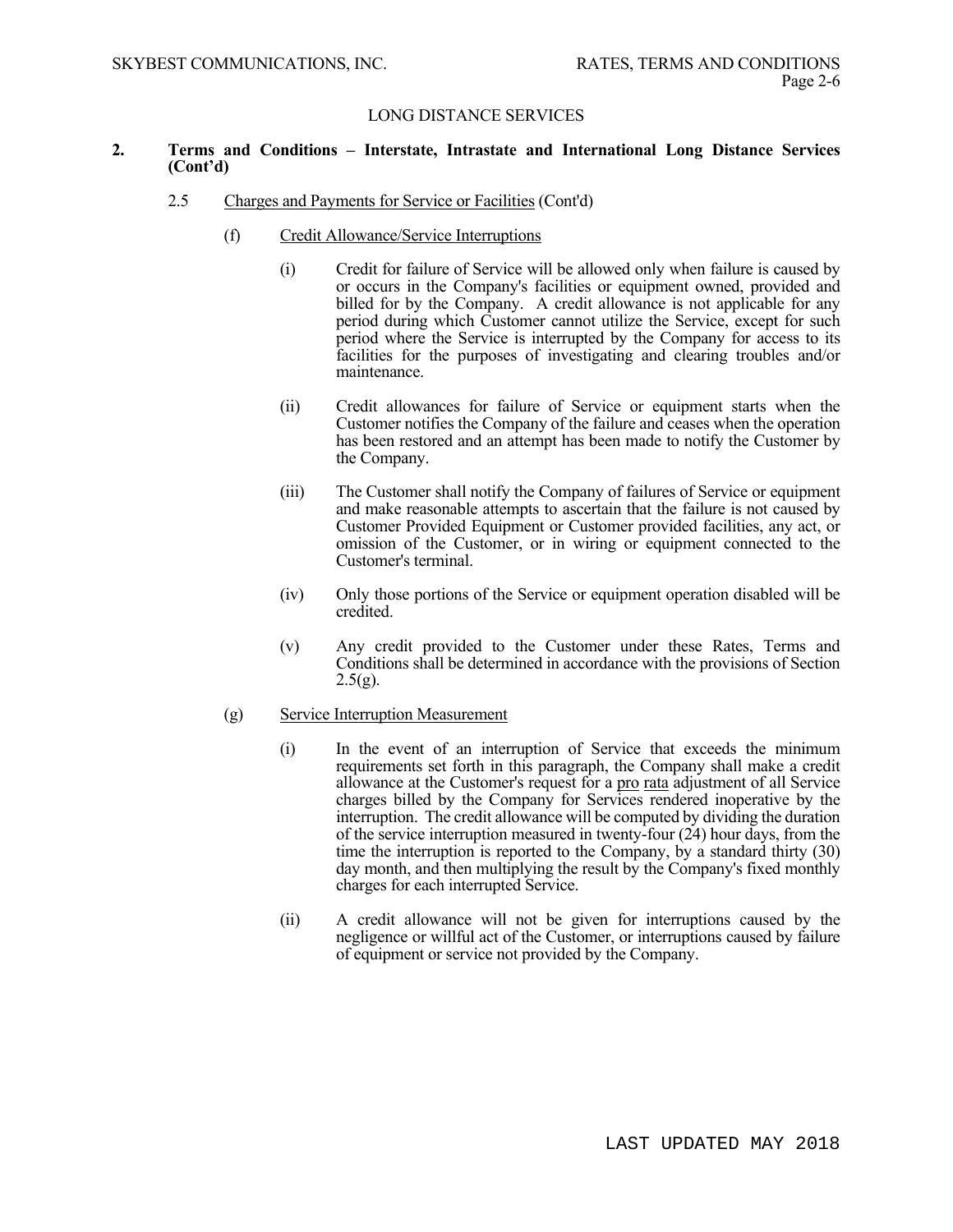LONG DISTANCE SERVICES

**2. Terms and Conditions – Interstate, Intrastate and International Long Distance Services (Cont'd)**

2.5 Charges and Payments for Service or Facilities (Cont'd)

(f) Credit Allowance/Service Interruptions

(i) Credit for failure of Service will be allowed only when failure is caused by or occurs in the Company's facilities or equipment owned, provided and billed for by the Company. A credit allowance is not applicable for any period during which Customer cannot utilize the Service, except for such period where the Service is interrupted by the Company for access to its facilities for the purposes of investigating and clearing troubles and/or maintenance.

(ii) Credit allowances for failure of Service or equipment starts when the Customer notifies the Company of the failure and ceases when the operation has been restored and an attempt has been made to notify the Customer by the Company.

(iii) The Customer shall notify the Company of failures of Service or equipment and make reasonable attempts to ascertain that the failure is not caused by Customer Provided Equipment or Customer provided facilities, any act, or omission of the Customer, or in wiring or equipment connected to the Customer's terminal.

(iv) Only those portions of the Service or equipment operation disabled will be credited.

(v) Any credit provided to the Customer under these Rates, Terms and Conditions shall be determined in accordance with the provisions of Section 2.5(g).

(g) Service Interruption Measurement

(i) In the event of an interruption of Service that exceeds the minimum requirements set forth in this paragraph, the Company shall make a credit allowance at the Customer's request for a pro rata adjustment of all Service charges billed by the Company for Services rendered inoperative by the interruption. The credit allowance will be computed by dividing the duration of the service interruption measured in twenty-four (24) hour days, from the time the interruption is reported to the Company, by a standard thirty (30) day month, and then multiplying the result by the Company's fixed monthly charges for each interrupted Service.

(ii) A credit allowance will not be given for interruptions caused by the negligence or willful act of the Customer, or interruptions caused by failure of equipment or service not provided by the Company.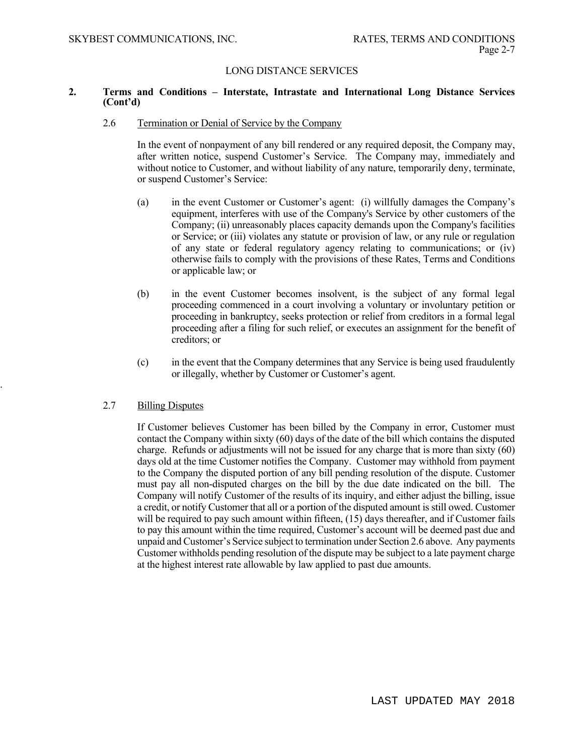LONG DISTANCE SERVICES

## 2. Terms and Conditions – Interstate, Intrastate and International Long Distance Services (Cont'd)

### 2.6 Termination or Denial of Service by the Company

In the event of nonpayment of any bill rendered or any required deposit, the Company may, after written notice, suspend Customer's Service. The Company may, immediately and without notice to Customer, and without liability of any nature, temporarily deny, terminate, or suspend Customer's Service:

(a) in the event Customer or Customer's agent: (i) willfully damages the Company's equipment, interferes with use of the Company's Service by other customers of the Company; (ii) unreasonably places capacity demands upon the Company's facilities or Service; or (iii) violates any statute or provision of law, or any rule or regulation of any state or federal regulatory agency relating to communications; or (iv) otherwise fails to comply with the provisions of these Rates, Terms and Conditions or applicable law; or

(b) in the event Customer becomes insolvent, is the subject of any formal legal proceeding commenced in a court involving a voluntary or involuntary petition or proceeding in bankruptcy, seeks protection or relief from creditors in a formal legal proceeding after a filing for such relief, or executes an assignment for the benefit of creditors; or

(c) in the event that the Company determines that any Service is being used fraudulently or illegally, whether by Customer or Customer's agent.

### 2.7 Billing Disputes

If Customer believes Customer has been billed by the Company in error, Customer must contact the Company within sixty (60) days of the date of the bill which contains the disputed charge. Refunds or adjustments will not be issued for any charge that is more than sixty (60) days old at the time Customer notifies the Company. Customer may withhold from payment to the Company the disputed portion of any bill pending resolution of the dispute. Customer must pay all non-disputed charges on the bill by the due date indicated on the bill. The Company will notify Customer of the results of its inquiry, and either adjust the billing, issue a credit, or notify Customer that all or a portion of the disputed amount is still owed. Customer will be required to pay such amount within fifteen, (15) days thereafter, and if Customer fails to pay this amount within the time required, Customer's account will be deemed past due and unpaid and Customer's Service subject to termination under Section 2.6 above. Any payments Customer withholds pending resolution of the dispute may be subject to a late payment charge at the highest interest rate allowable by law applied to past due amounts.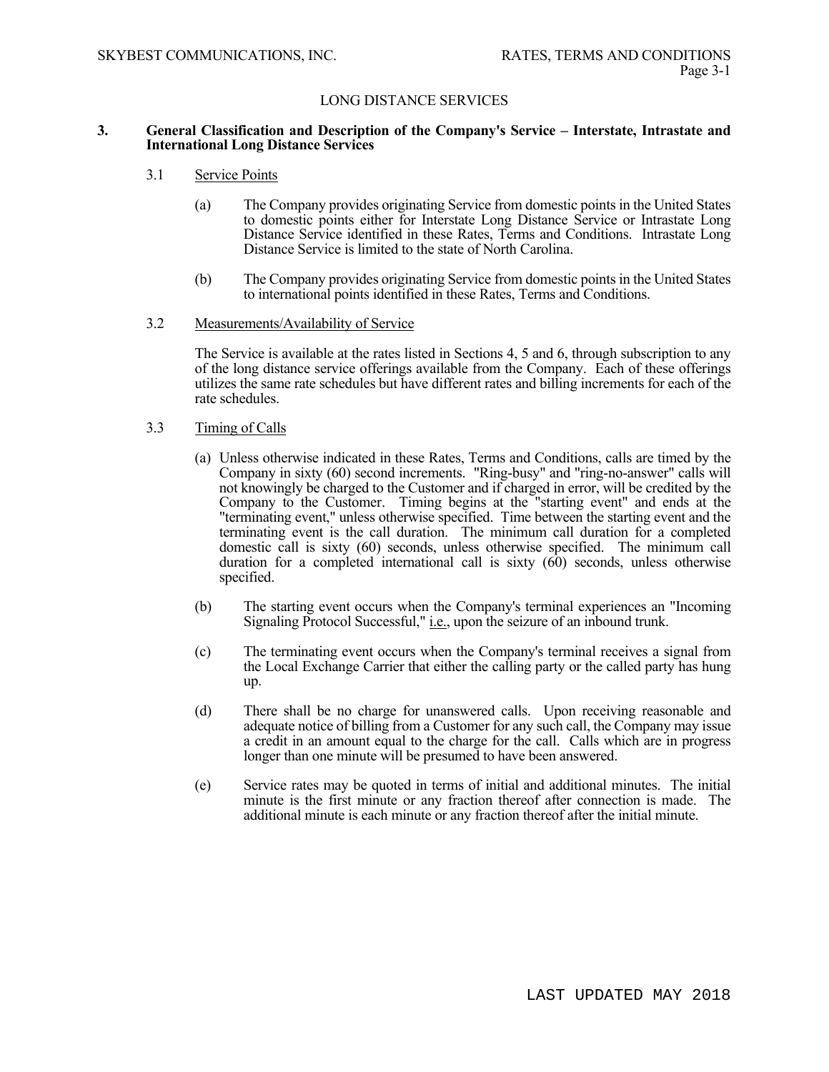## LONG DISTANCE SERVICES

### 3. General Classification and Description of the Company's Service – Interstate, Intrastate and International Long Distance Services

3.1 Service Points

(a) The Company provides originating Service from domestic points in the United States to domestic points either for Interstate Long Distance Service or Intrastate Long Distance Service identified in these Rates, Terms and Conditions. Intrastate Long Distance Service is limited to the state of North Carolina.

(b) The Company provides originating Service from domestic points in the United States to international points identified in these Rates, Terms and Conditions.

3.2 Measurements/Availability of Service

The Service is available at the rates listed in Sections 4, 5 and 6, through subscription to any of the long distance service offerings available from the Company. Each of these offerings utilizes the same rate schedules but have different rates and billing increments for each of the rate schedules.

3.3 Timing of Calls

(a) Unless otherwise indicated in these Rates, Terms and Conditions, calls are timed by the Company in sixty (60) second increments. "Ring-busy" and "ring-no-answer" calls will not knowingly be charged to the Customer and if charged in error, will be credited by the Company to the Customer. Timing begins at the "starting event" and ends at the "terminating event," unless otherwise specified. Time between the starting event and the terminating event is the call duration. The minimum call duration for a completed domestic call is sixty (60) seconds, unless otherwise specified. The minimum call duration for a completed international call is sixty (60) seconds, unless otherwise specified.

(b) The starting event occurs when the Company's terminal experiences an "Incoming Signaling Protocol Successful," i.e., upon the seizure of an inbound trunk.

(c) The terminating event occurs when the Company's terminal receives a signal from the Local Exchange Carrier that either the calling party or the called party has hung up.

(d) There shall be no charge for unanswered calls. Upon receiving reasonable and adequate notice of billing from a Customer for any such call, the Company may issue a credit in an amount equal to the charge for the call. Calls which are in progress longer than one minute will be presumed to have been answered.

(e) Service rates may be quoted in terms of initial and additional minutes. The initial minute is the first minute or any fraction thereof after connection is made. The additional minute is each minute or any fraction thereof after the initial minute.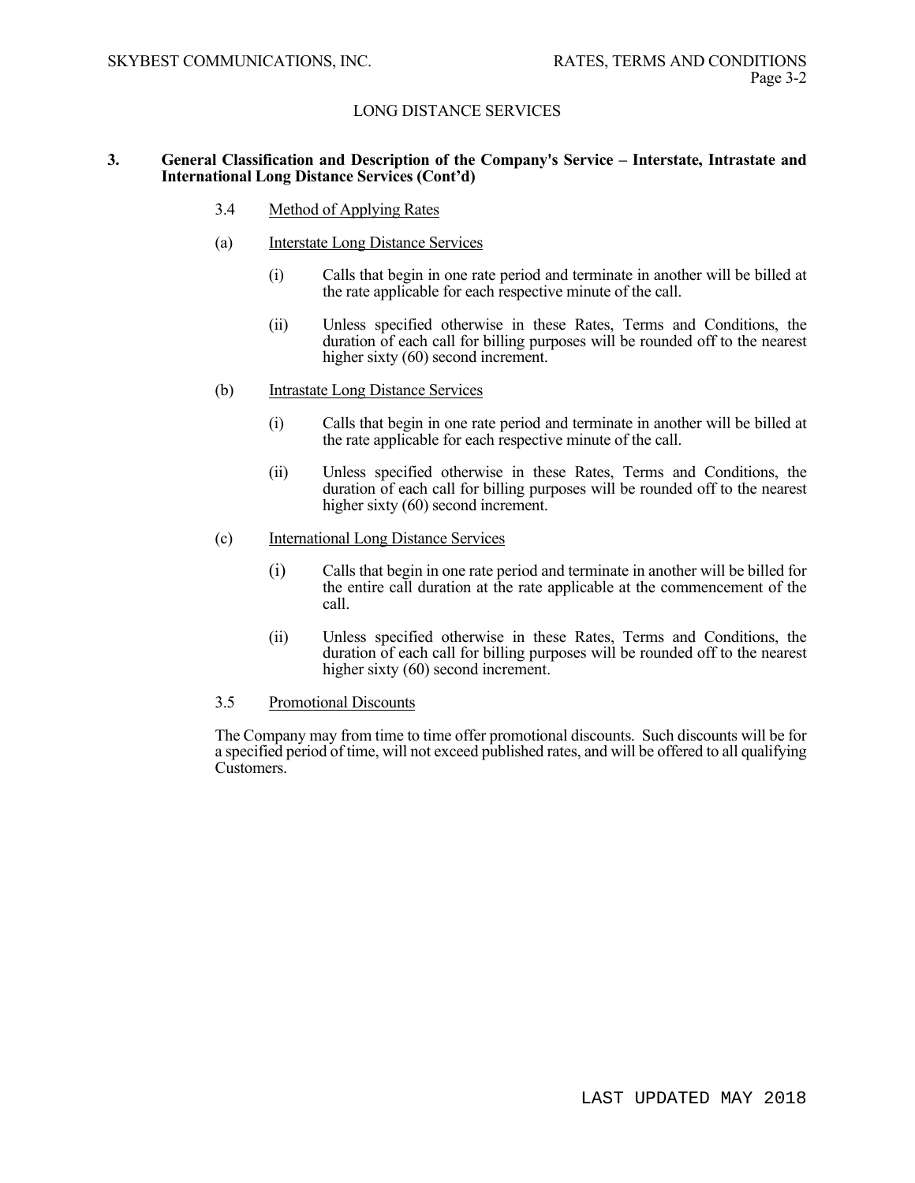## LONG DISTANCE SERVICES

### 3. General Classification and Description of the Company's Service – Interstate, Intrastate and International Long Distance Services (Cont'd)

#### 3.4 Method of Applying Rates

(a) Interstate Long Distance Services

(i) Calls that begin in one rate period and terminate in another will be billed at the rate applicable for each respective minute of the call.

(ii) Unless specified otherwise in these Rates, Terms and Conditions, the duration of each call for billing purposes will be rounded off to the nearest higher sixty (60) second increment.

(b) Intrastate Long Distance Services

(i) Calls that begin in one rate period and terminate in another will be billed at the rate applicable for each respective minute of the call.

(ii) Unless specified otherwise in these Rates, Terms and Conditions, the duration of each call for billing purposes will be rounded off to the nearest higher sixty (60) second increment.

(c) International Long Distance Services

(i) Calls that begin in one rate period and terminate in another will be billed for the entire call duration at the rate applicable at the commencement of the call.

(ii) Unless specified otherwise in these Rates, Terms and Conditions, the duration of each call for billing purposes will be rounded off to the nearest higher sixty (60) second increment.

#### 3.5 Promotional Discounts

The Company may from time to time offer promotional discounts. Such discounts will be for a specified period of time, will not exceed published rates, and will be offered to all qualifying Customers.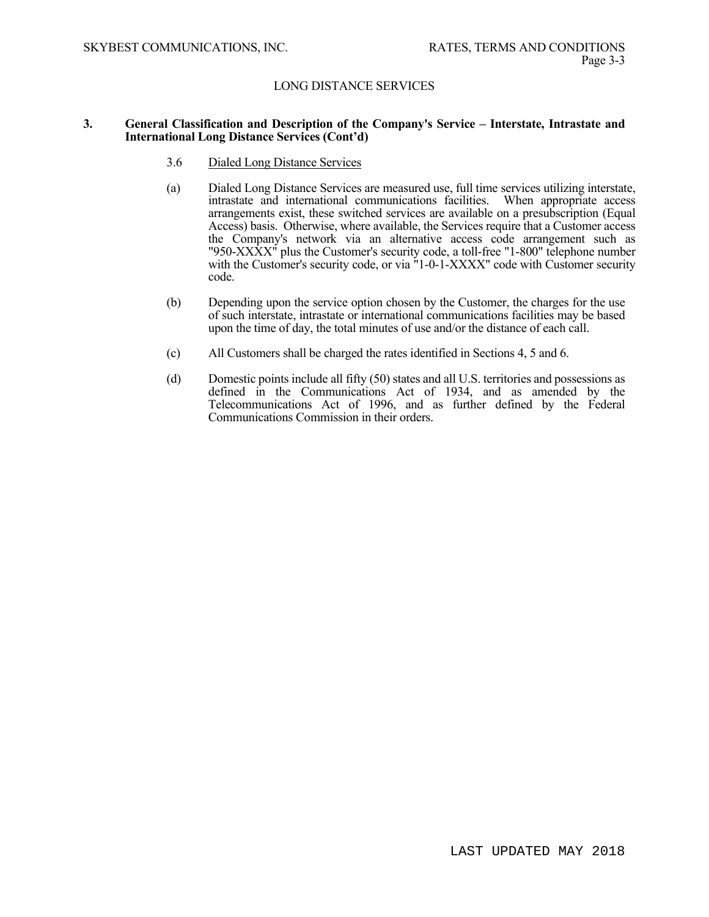## LONG DISTANCE SERVICES

**3. General Classification and Description of the Company's Service – Interstate, Intrastate and International Long Distance Services (Cont'd)**

3.6 Dialed Long Distance Services

(a) Dialed Long Distance Services are measured use, full time services utilizing interstate, intrastate and international communications facilities. When appropriate access arrangements exist, these switched services are available on a presubscription (Equal Access) basis. Otherwise, where available, the Services require that a Customer access the Company's network via an alternative access code arrangement such as "950-XXXX" plus the Customer's security code, a toll-free "1-800" telephone number with the Customer's security code, or via "1-0-1-XXXX" code with Customer security code.

(b) Depending upon the service option chosen by the Customer, the charges for the use of such interstate, intrastate or international communications facilities may be based upon the time of day, the total minutes of use and/or the distance of each call.

(c) All Customers shall be charged the rates identified in Sections 4, 5 and 6.

(d) Domestic points include all fifty (50) states and all U.S. territories and possessions as defined in the Communications Act of 1934, and as amended by the Telecommunications Act of 1996, and as further defined by the Federal Communications Commission in their orders.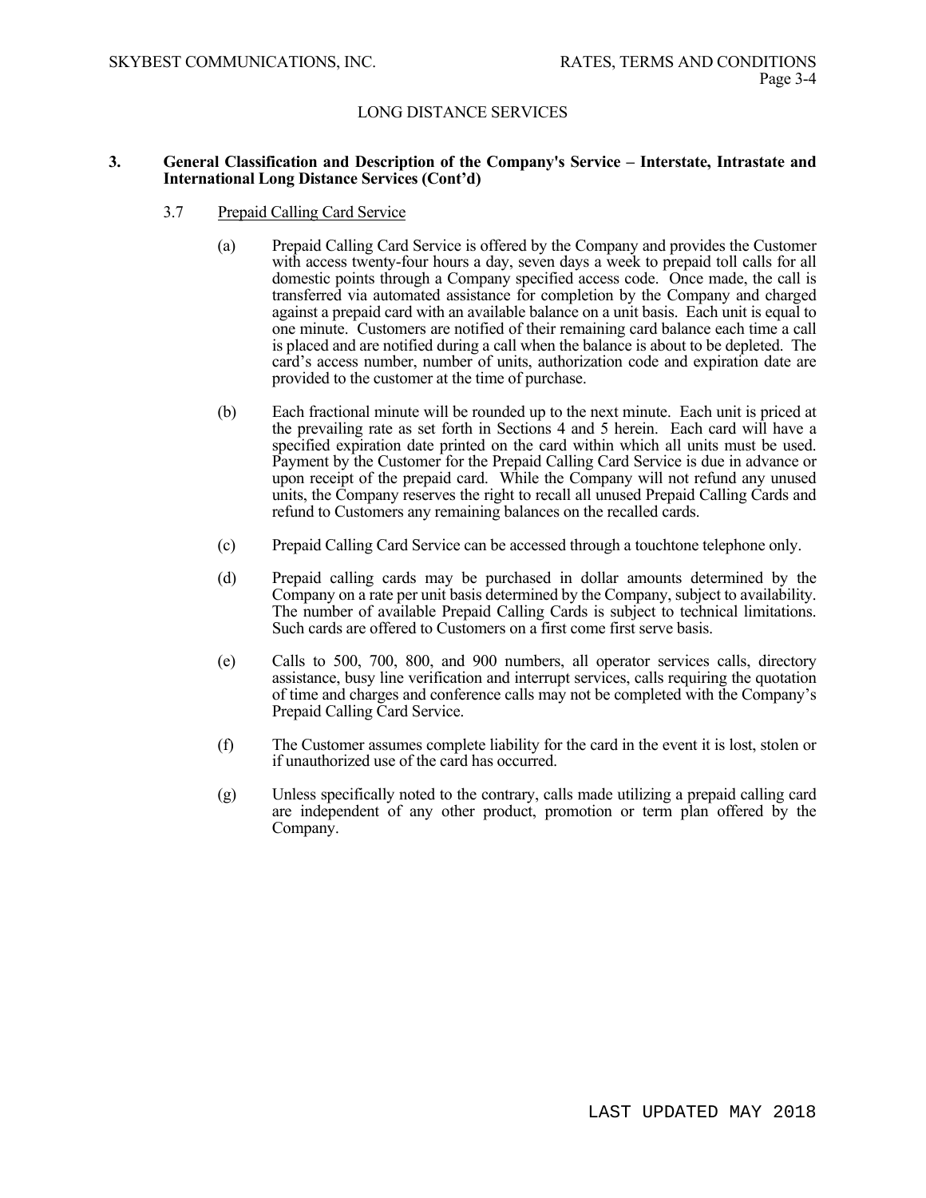## LONG DISTANCE SERVICES

### 3. General Classification and Description of the Company's Service – Interstate, Intrastate and International Long Distance Services (Cont'd)

#### 3.7 Prepaid Calling Card Service

(a) Prepaid Calling Card Service is offered by the Company and provides the Customer with access twenty-four hours a day, seven days a week to prepaid toll calls for all domestic points through a Company specified access code. Once made, the call is transferred via automated assistance for completion by the Company and charged against a prepaid card with an available balance on a unit basis. Each unit is equal to one minute. Customers are notified of their remaining card balance each time a call is placed and are notified during a call when the balance is about to be depleted. The card's access number, number of units, authorization code and expiration date are provided to the customer at the time of purchase.

(b) Each fractional minute will be rounded up to the next minute. Each unit is priced at the prevailing rate as set forth in Sections 4 and 5 herein. Each card will have a specified expiration date printed on the card within which all units must be used. Payment by the Customer for the Prepaid Calling Card Service is due in advance or upon receipt of the prepaid card. While the Company will not refund any unused units, the Company reserves the right to recall all unused Prepaid Calling Cards and refund to Customers any remaining balances on the recalled cards.

(c) Prepaid Calling Card Service can be accessed through a touchtone telephone only.

(d) Prepaid calling cards may be purchased in dollar amounts determined by the Company on a rate per unit basis determined by the Company, subject to availability. The number of available Prepaid Calling Cards is subject to technical limitations. Such cards are offered to Customers on a first come first serve basis.

(e) Calls to 500, 700, 800, and 900 numbers, all operator services calls, directory assistance, busy line verification and interrupt services, calls requiring the quotation of time and charges and conference calls may not be completed with the Company's Prepaid Calling Card Service.

(f) The Customer assumes complete liability for the card in the event it is lost, stolen or if unauthorized use of the card has occurred.

(g) Unless specifically noted to the contrary, calls made utilizing a prepaid calling card are independent of any other product, promotion or term plan offered by the Company.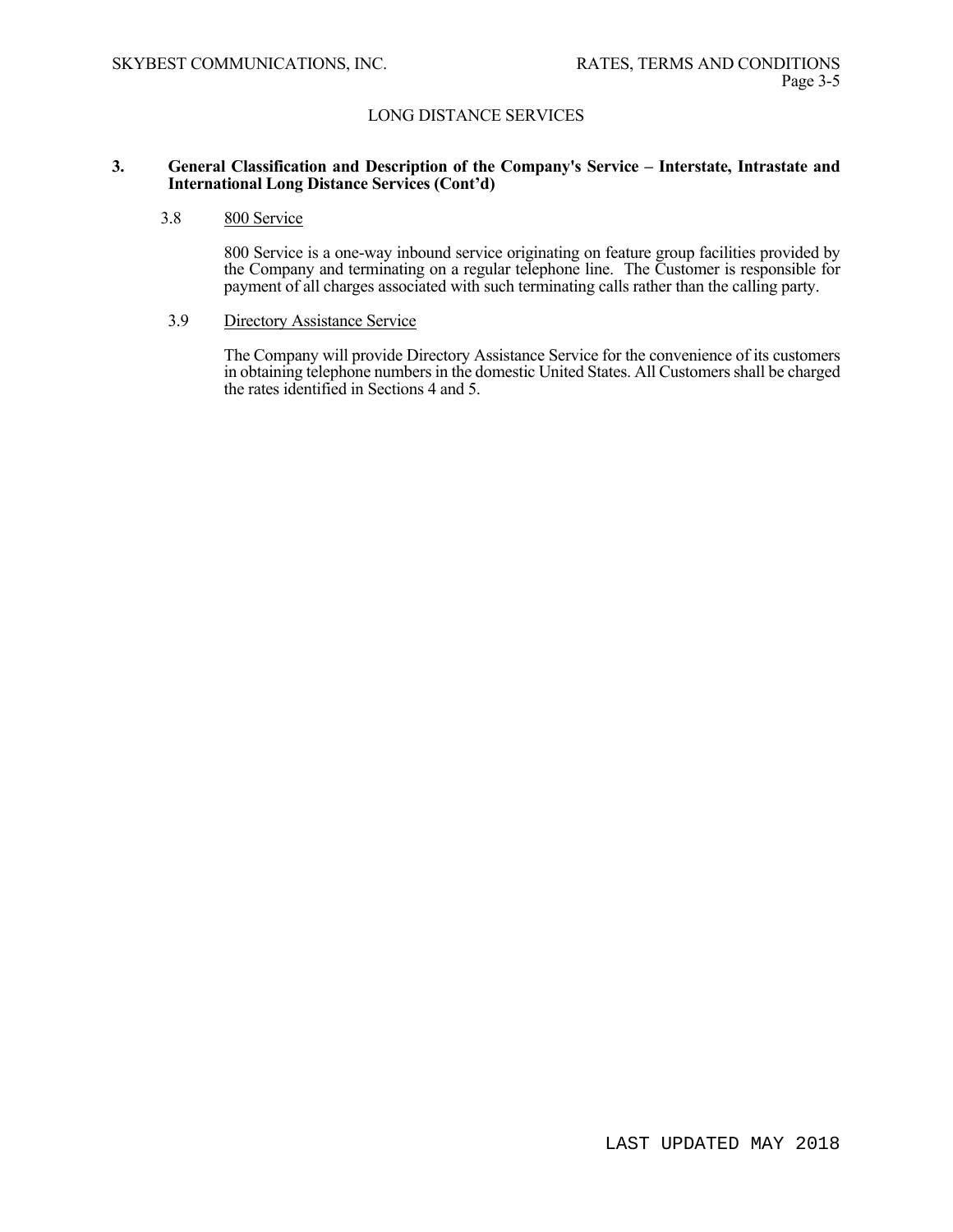## LONG DISTANCE SERVICES

**3. General Classification and Description of the Company's Service – Interstate, Intrastate and International Long Distance Services (Cont'd)**

3.8 800 Service

800 Service is a one-way inbound service originating on feature group facilities provided by the Company and terminating on a regular telephone line. The Customer is responsible for payment of all charges associated with such terminating calls rather than the calling party.

3.9 Directory Assistance Service

The Company will provide Directory Assistance Service for the convenience of its customers in obtaining telephone numbers in the domestic United States. All Customers shall be charged the rates identified in Sections 4 and 5.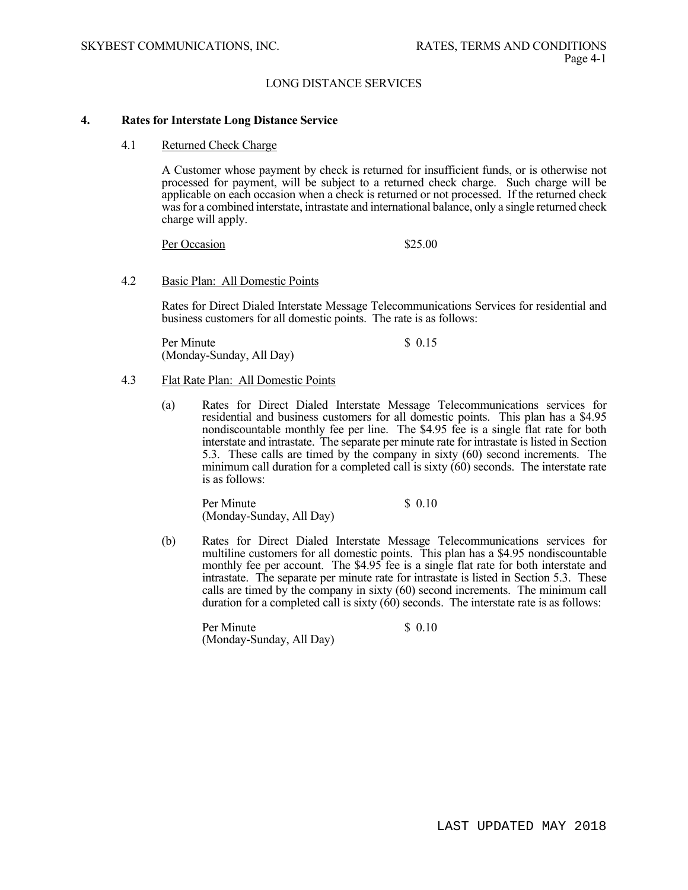## LONG DISTANCE SERVICES

### 4. Rates for Interstate Long Distance Service

#### 4.1 Returned Check Charge

A Customer whose payment by check is returned for insufficient funds, or is otherwise not processed for payment, will be subject to a returned check charge. Such charge will be applicable on each occasion when a check is returned or not processed. If the returned check was for a combined interstate, intrastate and international balance, only a single returned check charge will apply.

| | |
|---|---|
| Per Occasion | $25.00 |

#### 4.2 Basic Plan: All Domestic Points

Rates for Direct Dialed Interstate Message Telecommunications Services for residential and business customers for all domestic points. The rate is as follows:

| | |
|---|---|
| Per Minute (Monday-Sunday, All Day) | $ 0.15 |

#### 4.3 Flat Rate Plan: All Domestic Points

(a) Rates for Direct Dialed Interstate Message Telecommunications services for residential and business customers for all domestic points. This plan has a $4.95 nondiscountable monthly fee per line. The $4.95 fee is a single flat rate for both interstate and intrastate. The separate per minute rate for intrastate is listed in Section 5.3. These calls are timed by the company in sixty (60) second increments. The minimum call duration for a completed call is sixty (60) seconds. The interstate rate is as follows:

| | |
|---|---|
| Per Minute (Monday-Sunday, All Day) | $ 0.10 |

(b) Rates for Direct Dialed Interstate Message Telecommunications services for multiline customers for all domestic points. This plan has a $4.95 nondiscountable monthly fee per account. The $4.95 fee is a single flat rate for both interstate and intrastate. The separate per minute rate for intrastate is listed in Section 5.3. These calls are timed by the company in sixty (60) second increments. The minimum call duration for a completed call is sixty (60) seconds. The interstate rate is as follows:

| | |
|---|---|
| Per Minute (Monday-Sunday, All Day) | $ 0.10 |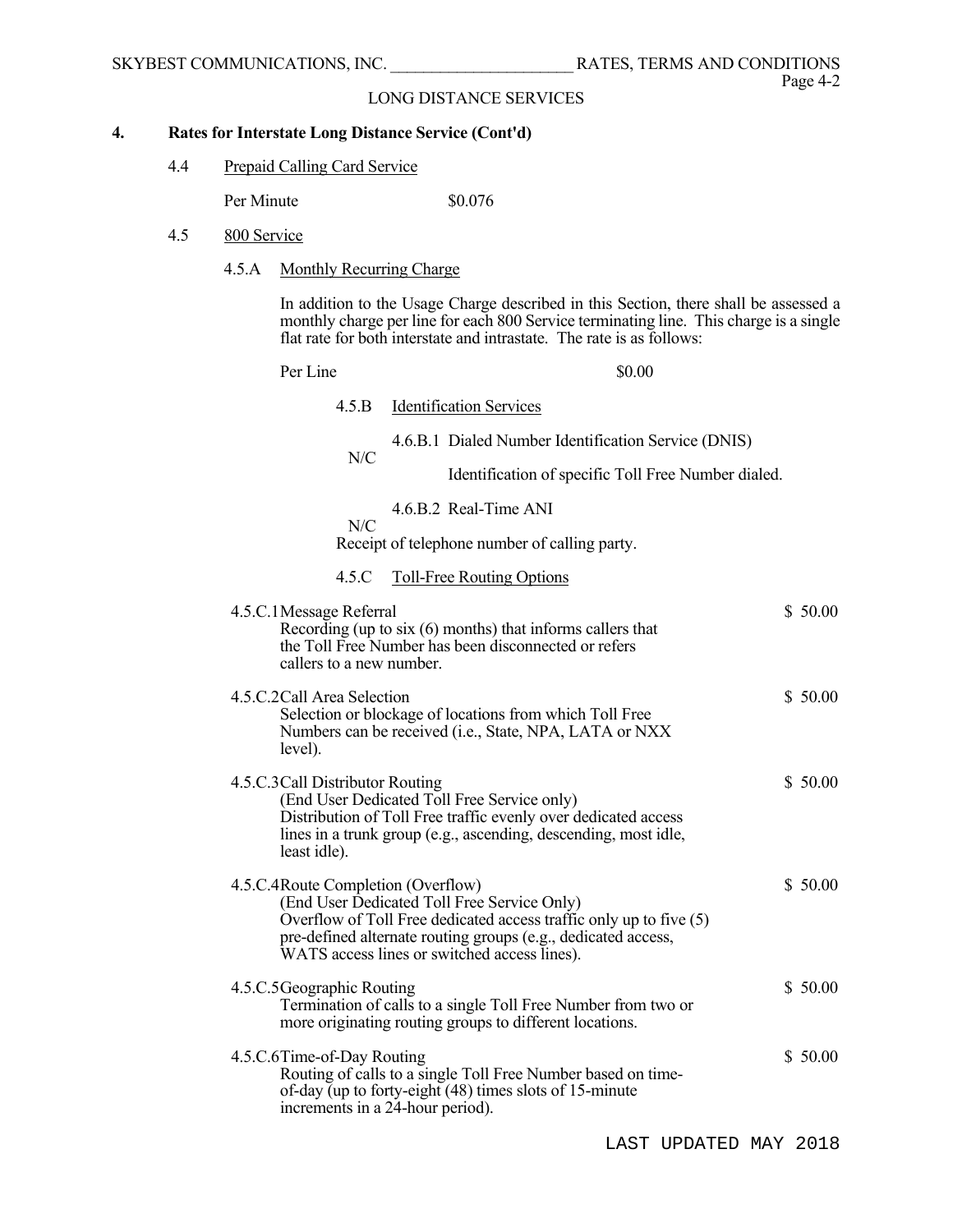# 4. Rates for Interstate Long Distance Service (Cont'd)

## 4.4 Prepaid Calling Card Service

Per Minute $0.076

## 4.5 800 Service

### 4.5.A Monthly Recurring Charge

In addition to the Usage Charge described in this Section, there shall be assessed a monthly charge per line for each 800 Service terminating line. This charge is a single flat rate for both interstate and intrastate. The rate is as follows:

Per Line $0.00

### 4.5.B Identification Services

4.6.B.1 Dialed Number Identification Service (DNIS)

N/C

Identification of specific Toll Free Number dialed.

4.6.B.2 Real-Time ANI

N/C

Receipt of telephone number of calling party.

### 4.5.C Toll-Free Routing Options

| | |
|---|---|
| 4.5.C.1 Message Referral<br>Recording (up to six (6) months) that informs callers that the Toll Free Number has been disconnected or refers callers to a new number. | $ 50.00 |
| 4.5.C.2 Call Area Selection<br>Selection or blockage of locations from which Toll Free Numbers can be received (i.e., State, NPA, LATA or NXX level). | $ 50.00 |
| 4.5.C.3 Call Distributor Routing<br>(End User Dedicated Toll Free Service only)<br>Distribution of Toll Free traffic evenly over dedicated access lines in a trunk group (e.g., ascending, descending, most idle, least idle). | $ 50.00 |
| 4.5.C.4 Route Completion (Overflow)<br>(End User Dedicated Toll Free Service Only)<br>Overflow of Toll Free dedicated access traffic only up to five (5) pre-defined alternate routing groups (e.g., dedicated access, WATS access lines or switched access lines). | $ 50.00 |
| 4.5.C.5 Geographic Routing<br>Termination of calls to a single Toll Free Number from two or more originating routing groups to different locations. | $ 50.00 |
| 4.5.C.6 Time-of-Day Routing<br>Routing of calls to a single Toll Free Number based on time-of-day (up to forty-eight (48) times slots of 15-minute increments in a 24-hour period). | $ 50.00 |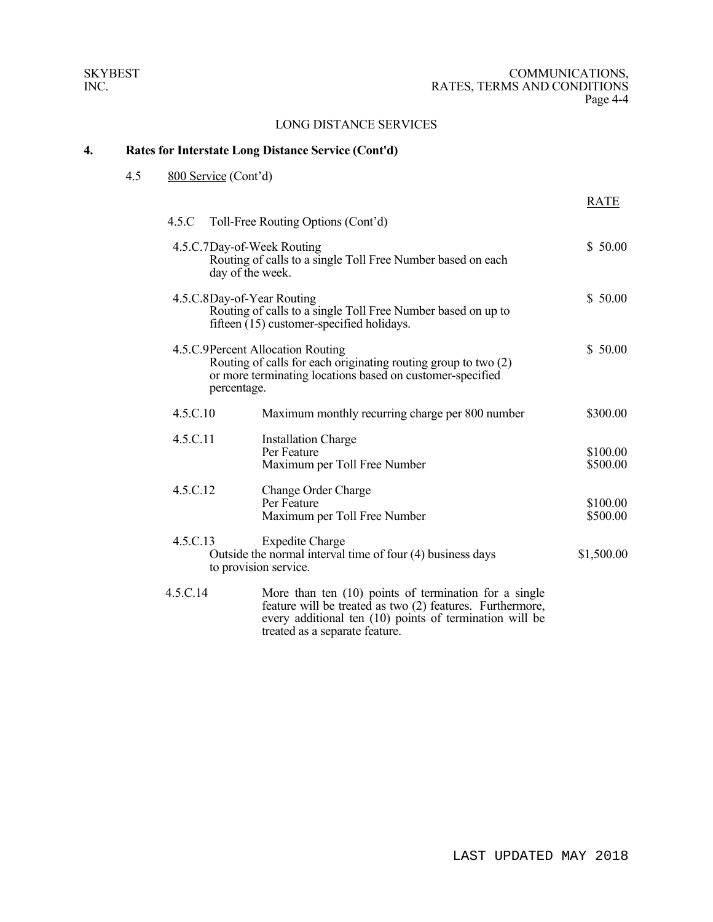## LONG DISTANCE SERVICES

### 4. Rates for Interstate Long Distance Service (Cont'd)

4.5 800 Service (Cont'd)

| | | RATE |
|---|---|---|
| 4.5.C | Toll-Free Routing Options (Cont'd) | |
| 4.5.C.7 | Day-of-Week Routing<br>Routing of calls to a single Toll Free Number based on each day of the week. | $ 50.00 |
| 4.5.C.8 | Day-of-Year Routing<br>Routing of calls to a single Toll Free Number based on up to fifteen (15) customer-specified holidays. | $ 50.00 |
| 4.5.C.9 | Percent Allocation Routing<br>Routing of calls for each originating routing group to two (2) or more terminating locations based on customer-specified percentage. | $ 50.00 |
| 4.5.C.10 | Maximum monthly recurring charge per 800 number | $300.00 |
| 4.5.C.11 | Installation Charge | |
| | Per Feature | $100.00 |
| | Maximum per Toll Free Number | $500.00 |
| 4.5.C.12 | Change Order Charge | |
| | Per Feature | $100.00 |
| | Maximum per Toll Free Number | $500.00 |
| 4.5.C.13 | Expedite Charge<br>Outside the normal interval time of four (4) business days to provision service. | $1,500.00 |

4.5.C.14 More than ten (10) points of termination for a single feature will be treated as two (2) features. Furthermore, every additional ten (10) points of termination will be treated as a separate feature.

LAST UPDATED MAY 2018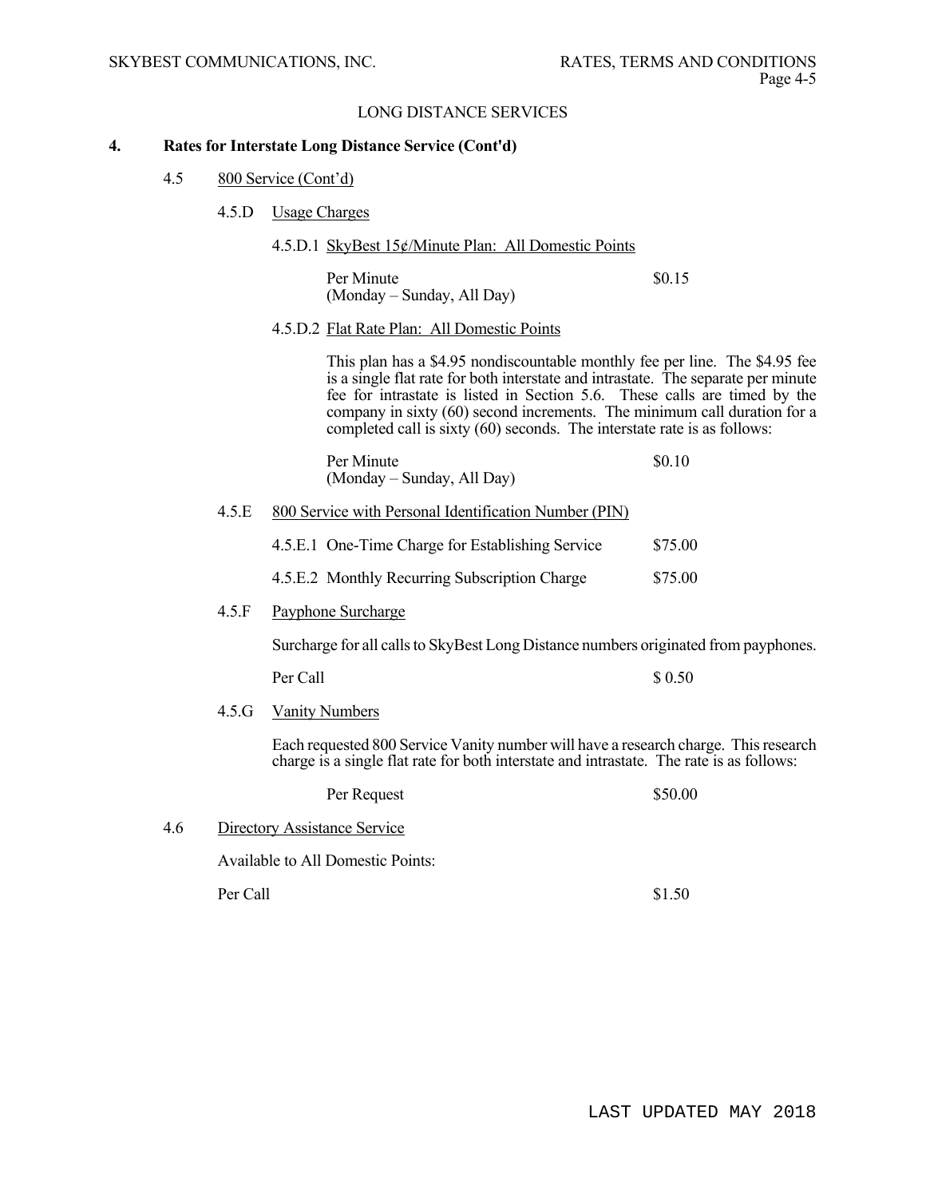## LONG DISTANCE SERVICES

### 4. Rates for Interstate Long Distance Service (Cont'd)

4.5 800 Service (Cont'd)

4.5.D Usage Charges

4.5.D.1 SkyBest 15¢/Minute Plan: All Domestic Points

| | |
|---|---|
| Per Minute (Monday – Sunday, All Day) | $0.15 |

4.5.D.2 Flat Rate Plan: All Domestic Points

This plan has a $4.95 nondiscountable monthly fee per line. The $4.95 fee is a single flat rate for both interstate and intrastate. The separate per minute fee for intrastate is listed in Section 5.6. These calls are timed by the company in sixty (60) second increments. The minimum call duration for a completed call is sixty (60) seconds. The interstate rate is as follows:

| | |
|---|---|
| Per Minute (Monday – Sunday, All Day) | $0.10 |

4.5.E 800 Service with Personal Identification Number (PIN)

| | |
|---|---|
| 4.5.E.1 One-Time Charge for Establishing Service | $75.00 |
| 4.5.E.2 Monthly Recurring Subscription Charge | $75.00 |

4.5.F Payphone Surcharge

Surcharge for all calls to SkyBest Long Distance numbers originated from payphones.

| | |
|---|---|
| Per Call | $ 0.50 |

4.5.G Vanity Numbers

Each requested 800 Service Vanity number will have a research charge. This research charge is a single flat rate for both interstate and intrastate. The rate is as follows:

| | |
|---|---|
| Per Request | $50.00 |

4.6 Directory Assistance Service

Available to All Domestic Points:

| | |
|---|---|
| Per Call | $1.50 |

LAST UPDATED MAY 2018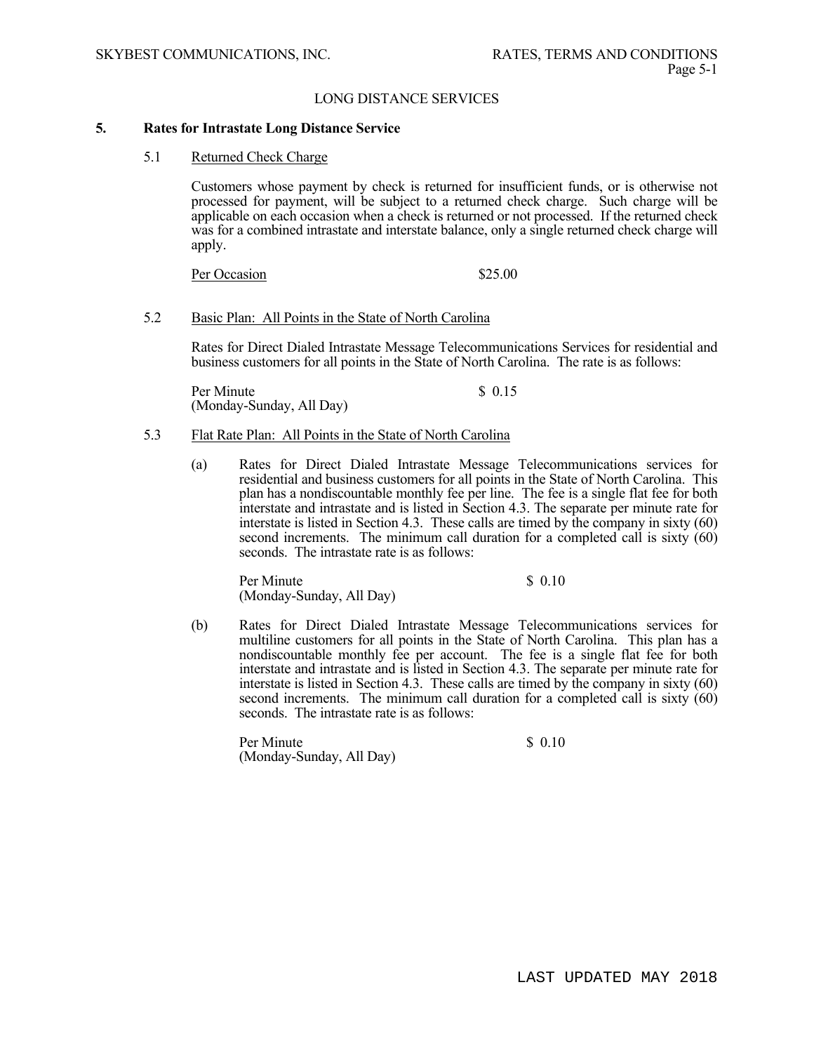LONG DISTANCE SERVICES

## 5. Rates for Intrastate Long Distance Service

### 5.1 Returned Check Charge

Customers whose payment by check is returned for insufficient funds, or is otherwise not processed for payment, will be subject to a returned check charge. Such charge will be applicable on each occasion when a check is returned or not processed. If the returned check was for a combined intrastate and interstate balance, only a single returned check charge will apply.

| Per Occasion | $25.00 |
|---|---|

### 5.2 Basic Plan: All Points in the State of North Carolina

Rates for Direct Dialed Intrastate Message Telecommunications Services for residential and business customers for all points in the State of North Carolina. The rate is as follows:

| Per Minute (Monday-Sunday, All Day) | $ 0.15 |
|---|---|

### 5.3 Flat Rate Plan: All Points in the State of North Carolina

(a) Rates for Direct Dialed Intrastate Message Telecommunications services for residential and business customers for all points in the State of North Carolina. This plan has a nondiscountable monthly fee per line. The fee is a single flat fee for both interstate and intrastate and is listed in Section 4.3. The separate per minute rate for interstate is listed in Section 4.3. These calls are timed by the company in sixty (60) second increments. The minimum call duration for a completed call is sixty (60) seconds. The intrastate rate is as follows:

| Per Minute (Monday-Sunday, All Day) | $ 0.10 |
|---|---|

(b) Rates for Direct Dialed Intrastate Message Telecommunications services for multiline customers for all points in the State of North Carolina. This plan has a nondiscountable monthly fee per account. The fee is a single flat fee for both interstate and intrastate and is listed in Section 4.3. The separate per minute rate for interstate is listed in Section 4.3. These calls are timed by the company in sixty (60) second increments. The minimum call duration for a completed call is sixty (60) seconds. The intrastate rate is as follows:

| Per Minute (Monday-Sunday, All Day) | $ 0.10 |
|---|---|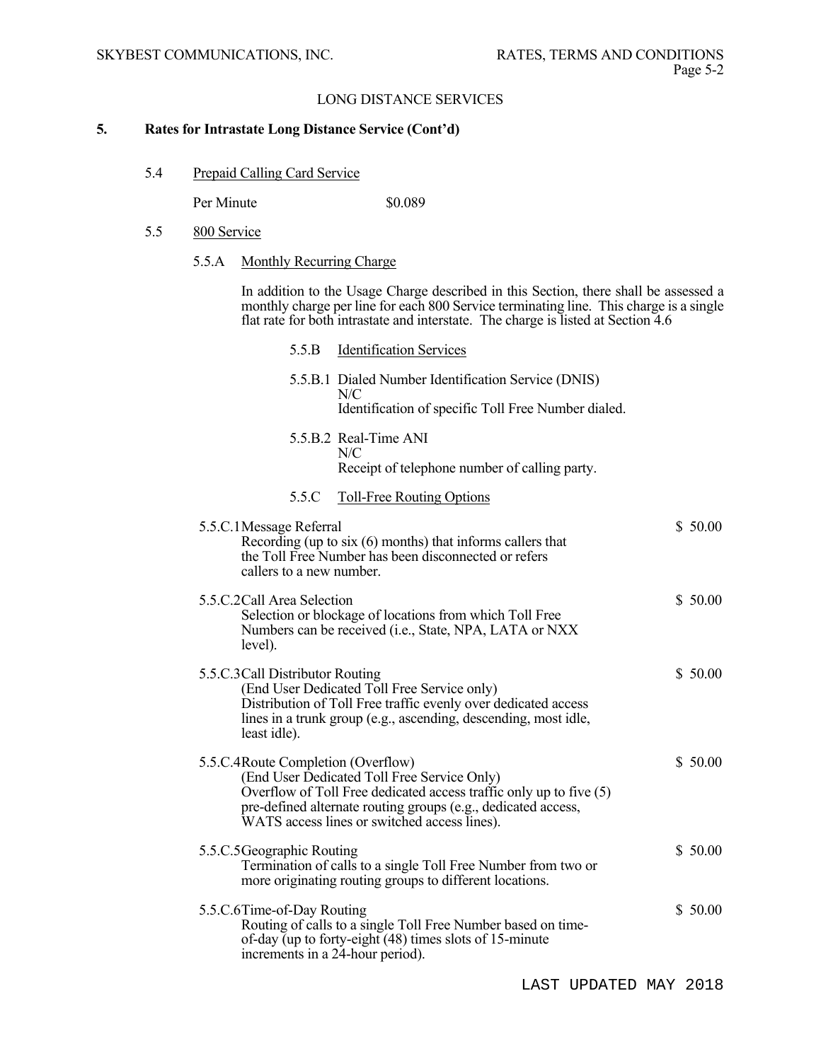LONG DISTANCE SERVICES

## 5. Rates for Intrastate Long Distance Service (Cont'd)

### 5.4 Prepaid Calling Card Service

Per Minute $0.089

### 5.5 800 Service

#### 5.5.A Monthly Recurring Charge

In addition to the Usage Charge described in this Section, there shall be assessed a monthly charge per line for each 800 Service terminating line. This charge is a single flat rate for both intrastate and interstate. The charge is listed at Section 4.6

#### 5.5.B Identification Services

5.5.B.1 Dialed Number Identification Service (DNIS)
N/C
Identification of specific Toll Free Number dialed.

5.5.B.2 Real-Time ANI
N/C
Receipt of telephone number of calling party.

#### 5.5.C Toll-Free Routing Options

| Option | Charge |
|---|---|
| 5.5.C.1 Message Referral<br>Recording (up to six (6) months) that informs callers that the Toll Free Number has been disconnected or refers callers to a new number. | $ 50.00 |
| 5.5.C.2 Call Area Selection<br>Selection or blockage of locations from which Toll Free Numbers can be received (i.e., State, NPA, LATA or NXX level). | $ 50.00 |
| 5.5.C.3 Call Distributor Routing<br>(End User Dedicated Toll Free Service only)<br>Distribution of Toll Free traffic evenly over dedicated access lines in a trunk group (e.g., ascending, descending, most idle, least idle). | $ 50.00 |
| 5.5.C.4 Route Completion (Overflow)<br>(End User Dedicated Toll Free Service Only)<br>Overflow of Toll Free dedicated access traffic only up to five (5) pre-defined alternate routing groups (e.g., dedicated access, WATS access lines or switched access lines). | $ 50.00 |
| 5.5.C.5 Geographic Routing<br>Termination of calls to a single Toll Free Number from two or more originating routing groups to different locations. | $ 50.00 |
| 5.5.C.6 Time-of-Day Routing<br>Routing of calls to a single Toll Free Number based on time-of-day (up to forty-eight (48) times slots of 15-minute increments in a 24-hour period). | $ 50.00 |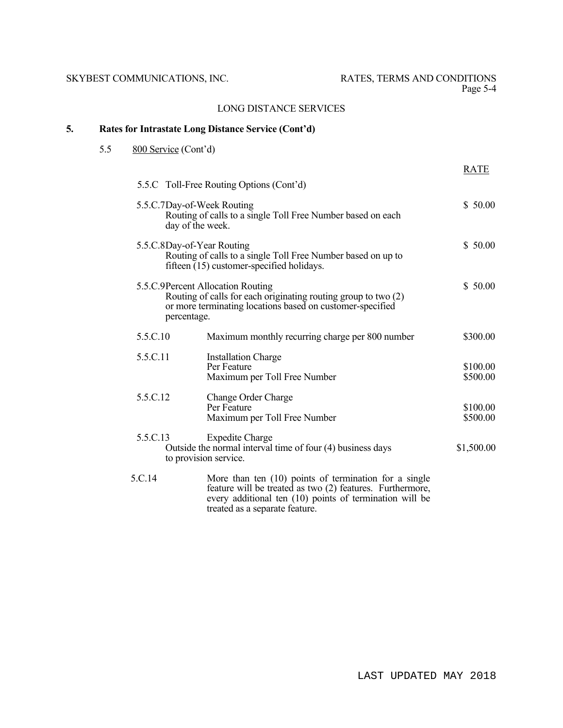## LONG DISTANCE SERVICES

### 5. Rates for Intrastate Long Distance Service (Cont'd)

5.5 800 Service (Cont'd)

| | | RATE |
|---|---|---|
| 5.5.C Toll-Free Routing Options (Cont'd) | | |
| 5.5.C.7 | Day-of-Week Routing<br>Routing of calls to a single Toll Free Number based on each day of the week. | $ 50.00 |
| 5.5.C.8 | Day-of-Year Routing<br>Routing of calls to a single Toll Free Number based on up to fifteen (15) customer-specified holidays. | $ 50.00 |
| 5.5.C.9 | Percent Allocation Routing<br>Routing of calls for each originating routing group to two (2) or more terminating locations based on customer-specified percentage. | $ 50.00 |
| 5.5.C.10 | Maximum monthly recurring charge per 800 number | $300.00 |
| 5.5.C.11 | Installation Charge | |
| | Per Feature | $100.00 |
| | Maximum per Toll Free Number | $500.00 |
| 5.5.C.12 | Change Order Charge | |
| | Per Feature | $100.00 |
| | Maximum per Toll Free Number | $500.00 |
| 5.5.C.13 | Expedite Charge<br>Outside the normal interval time of four (4) business days to provision service. | $1,500.00 |
| 5.C.14 | More than ten (10) points of termination for a single feature will be treated as two (2) features. Furthermore, every additional ten (10) points of termination will be treated as a separate feature. | |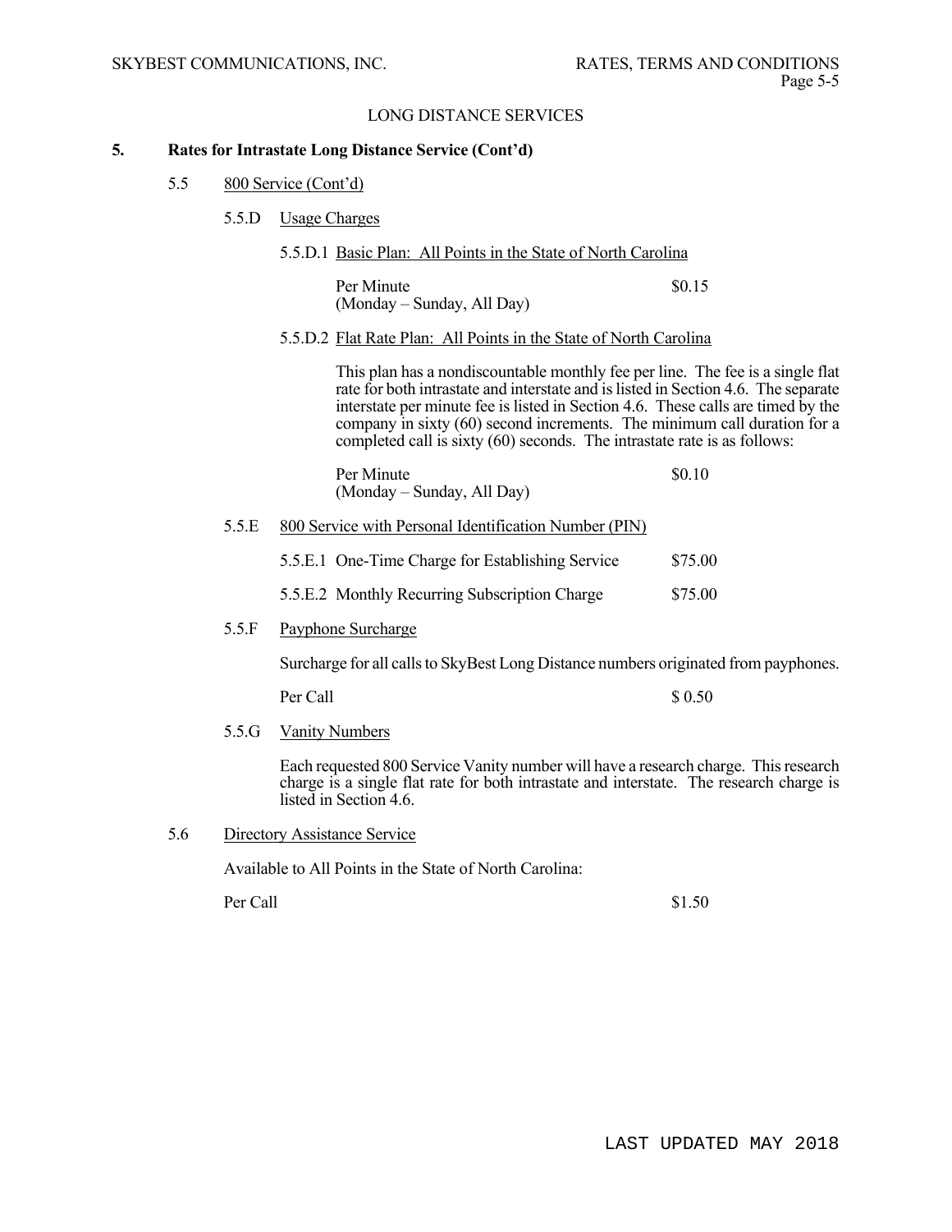## 5. Rates for Intrastate Long Distance Service (Cont'd)

### 5.5 800 Service (Cont'd)

#### 5.5.D Usage Charges

5.5.D.1 Basic Plan: All Points in the State of North Carolina

| | |
|---|---|
| Per Minute (Monday – Sunday, All Day) | $0.15 |

5.5.D.2 Flat Rate Plan: All Points in the State of North Carolina

This plan has a nondiscountable monthly fee per line. The fee is a single flat rate for both intrastate and interstate and is listed in Section 4.6. The separate interstate per minute fee is listed in Section 4.6. These calls are timed by the company in sixty (60) second increments. The minimum call duration for a completed call is sixty (60) seconds. The intrastate rate is as follows:

| | |
|---|---|
| Per Minute (Monday – Sunday, All Day) | $0.10 |

#### 5.5.E 800 Service with Personal Identification Number (PIN)

| | |
|---|---|
| 5.5.E.1 One-Time Charge for Establishing Service | $75.00 |
| 5.5.E.2 Monthly Recurring Subscription Charge | $75.00 |

#### 5.5.F Payphone Surcharge

Surcharge for all calls to SkyBest Long Distance numbers originated from payphones.

| | |
|---|---|
| Per Call | $ 0.50 |

#### 5.5.G Vanity Numbers

Each requested 800 Service Vanity number will have a research charge. This research charge is a single flat rate for both intrastate and interstate. The research charge is listed in Section 4.6.

### 5.6 Directory Assistance Service

Available to All Points in the State of North Carolina:

| | |
|---|---|
| Per Call | $1.50 |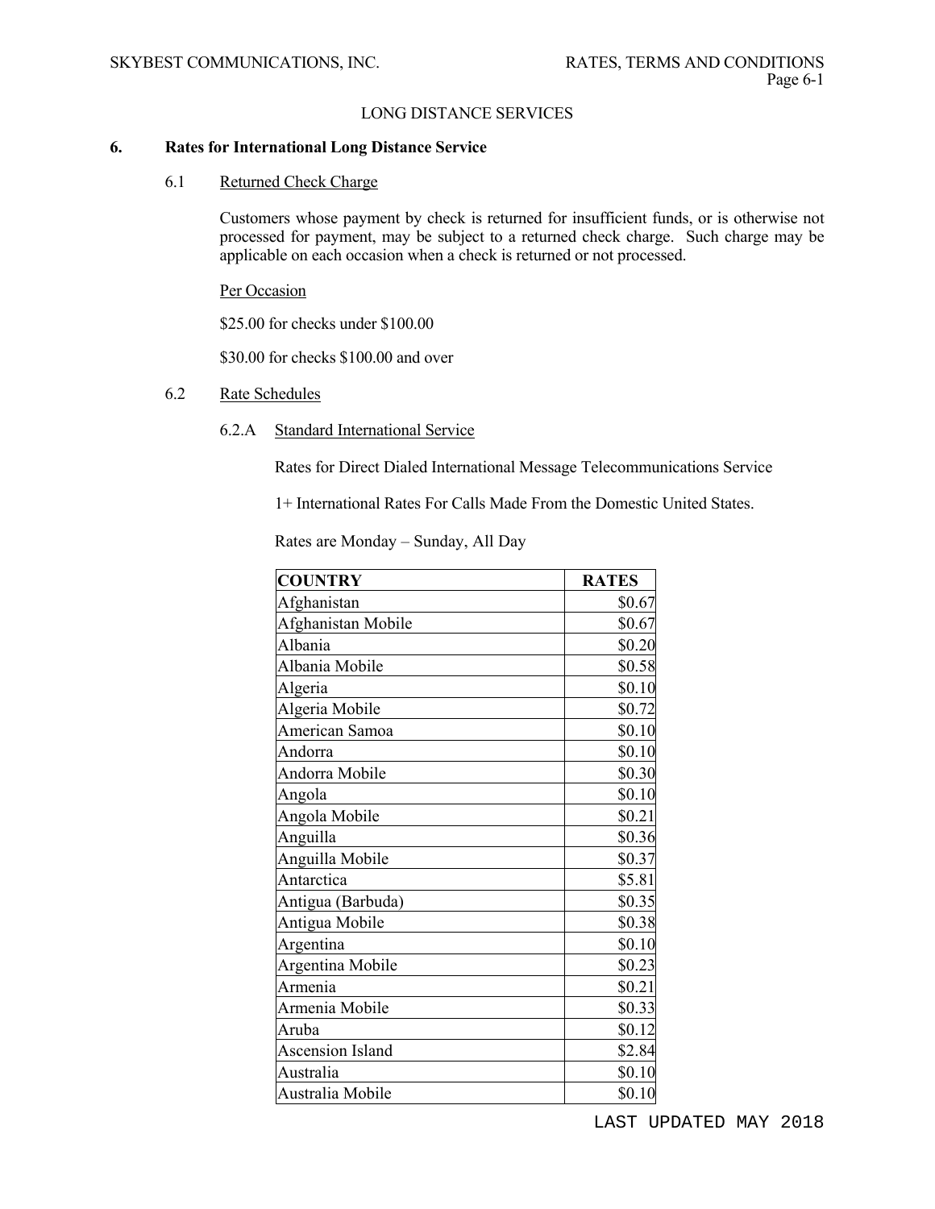LONG DISTANCE SERVICES

## 6. Rates for International Long Distance Service

### 6.1 Returned Check Charge

Customers whose payment by check is returned for insufficient funds, or is otherwise not processed for payment, may be subject to a returned check charge. Such charge may be applicable on each occasion when a check is returned or not processed.

Per Occasion

$25.00 for checks under $100.00

$30.00 for checks $100.00 and over

### 6.2 Rate Schedules

#### 6.2.A Standard International Service

Rates for Direct Dialed International Message Telecommunications Service

1+ International Rates For Calls Made From the Domestic United States.

Rates are Monday – Sunday, All Day

| COUNTRY | RATES |
|---|---:|
| Afghanistan | $0.67 |
| Afghanistan Mobile | $0.67 |
| Albania | $0.20 |
| Albania Mobile | $0.58 |
| Algeria | $0.10 |
| Algeria Mobile | $0.72 |
| American Samoa | $0.10 |
| Andorra | $0.10 |
| Andorra Mobile | $0.30 |
| Angola | $0.10 |
| Angola Mobile | $0.21 |
| Anguilla | $0.36 |
| Anguilla Mobile | $0.37 |
| Antarctica | $5.81 |
| Antigua (Barbuda) | $0.35 |
| Antigua Mobile | $0.38 |
| Argentina | $0.10 |
| Argentina Mobile | $0.23 |
| Armenia | $0.21 |
| Armenia Mobile | $0.33 |
| Aruba | $0.12 |
| Ascension Island | $2.84 |
| Australia | $0.10 |
| Australia Mobile | $0.10 |

LAST UPDATED MAY 2018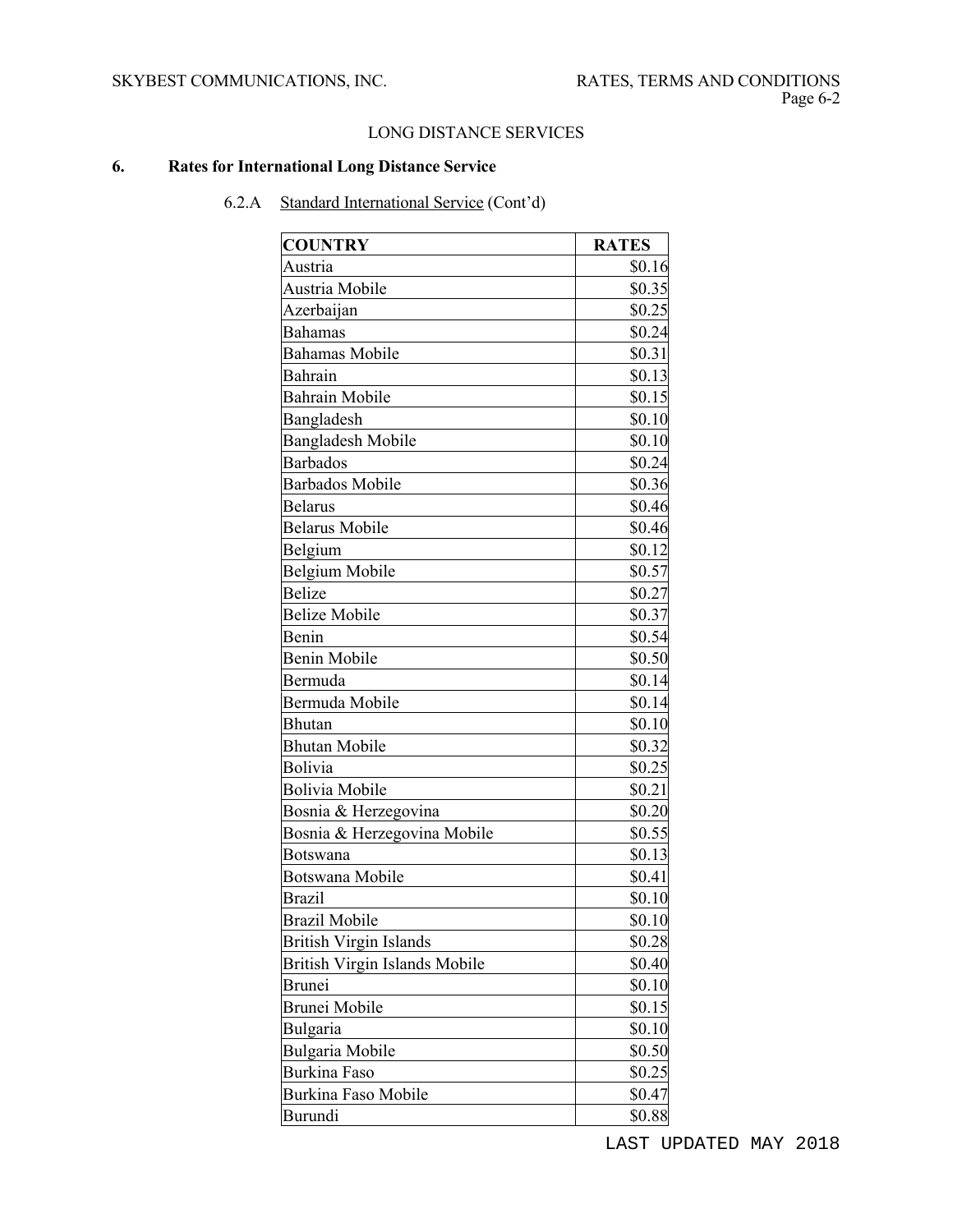## LONG DISTANCE SERVICES

### 6. Rates for International Long Distance Service

6.2.A Standard International Service (Cont'd)

| COUNTRY | RATES |
|---|---|
| Austria | $0.16 |
| Austria Mobile | $0.35 |
| Azerbaijan | $0.25 |
| Bahamas | $0.24 |
| Bahamas Mobile | $0.31 |
| Bahrain | $0.13 |
| Bahrain Mobile | $0.15 |
| Bangladesh | $0.10 |
| Bangladesh Mobile | $0.10 |
| Barbados | $0.24 |
| Barbados Mobile | $0.36 |
| Belarus | $0.46 |
| Belarus Mobile | $0.46 |
| Belgium | $0.12 |
| Belgium Mobile | $0.57 |
| Belize | $0.27 |
| Belize Mobile | $0.37 |
| Benin | $0.54 |
| Benin Mobile | $0.50 |
| Bermuda | $0.14 |
| Bermuda Mobile | $0.14 |
| Bhutan | $0.10 |
| Bhutan Mobile | $0.32 |
| Bolivia | $0.25 |
| Bolivia Mobile | $0.21 |
| Bosnia & Herzegovina | $0.20 |
| Bosnia & Herzegovina Mobile | $0.55 |
| Botswana | $0.13 |
| Botswana Mobile | $0.41 |
| Brazil | $0.10 |
| Brazil Mobile | $0.10 |
| British Virgin Islands | $0.28 |
| British Virgin Islands Mobile | $0.40 |
| Brunei | $0.10 |
| Brunei Mobile | $0.15 |
| Bulgaria | $0.10 |
| Bulgaria Mobile | $0.50 |
| Burkina Faso | $0.25 |
| Burkina Faso Mobile | $0.47 |
| Burundi | $0.88 |

LAST UPDATED MAY 2018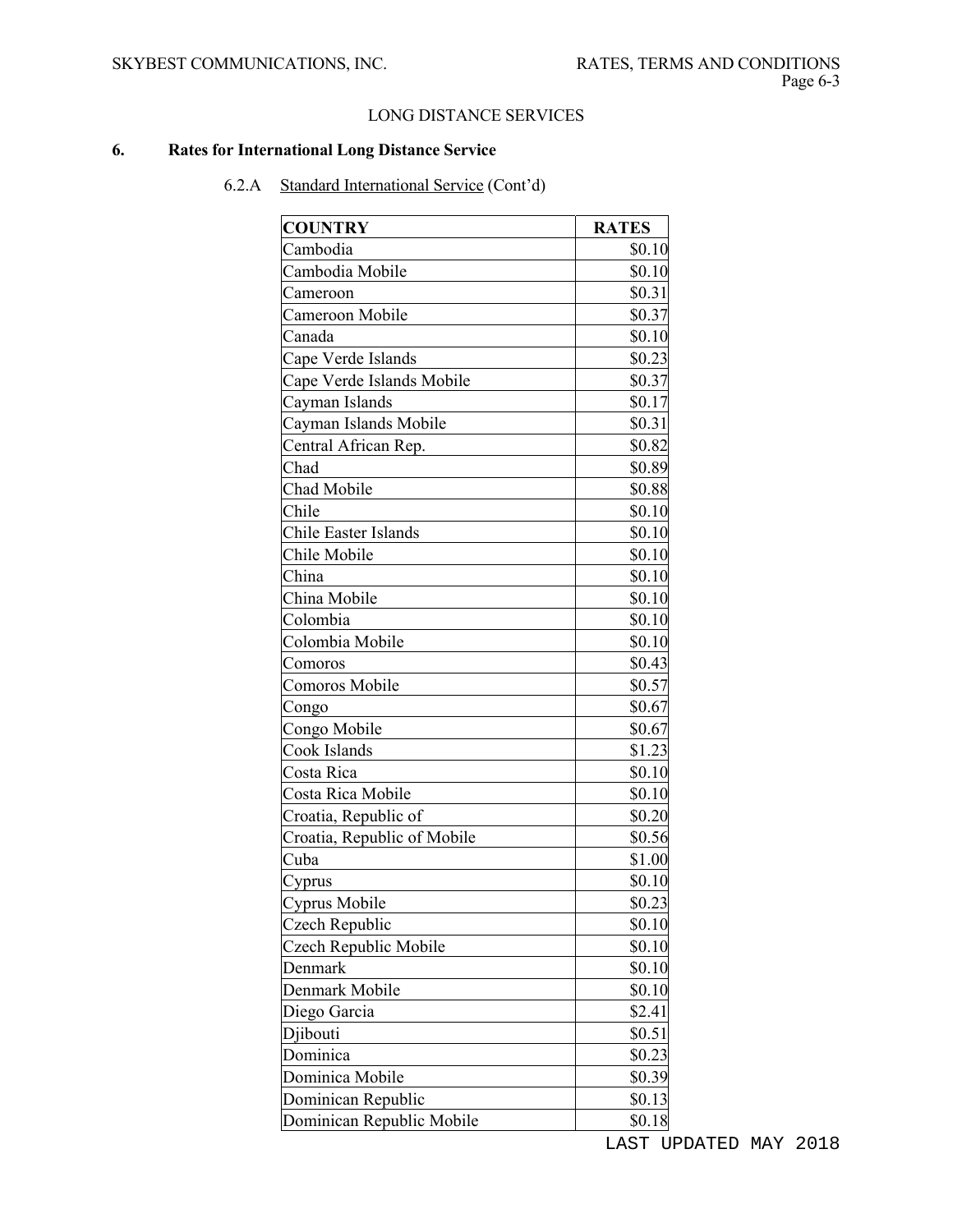LONG DISTANCE SERVICES

## 6. Rates for International Long Distance Service

6.2.A Standard International Service (Cont'd)

| COUNTRY | RATES |
|---|---|
| Cambodia | $0.10 |
| Cambodia Mobile | $0.10 |
| Cameroon | $0.31 |
| Cameroon Mobile | $0.37 |
| Canada | $0.10 |
| Cape Verde Islands | $0.23 |
| Cape Verde Islands Mobile | $0.37 |
| Cayman Islands | $0.17 |
| Cayman Islands Mobile | $0.31 |
| Central African Rep. | $0.82 |
| Chad | $0.89 |
| Chad Mobile | $0.88 |
| Chile | $0.10 |
| Chile Easter Islands | $0.10 |
| Chile Mobile | $0.10 |
| China | $0.10 |
| China Mobile | $0.10 |
| Colombia | $0.10 |
| Colombia Mobile | $0.10 |
| Comoros | $0.43 |
| Comoros Mobile | $0.57 |
| Congo | $0.67 |
| Congo Mobile | $0.67 |
| Cook Islands | $1.23 |
| Costa Rica | $0.10 |
| Costa Rica Mobile | $0.10 |
| Croatia, Republic of | $0.20 |
| Croatia, Republic of Mobile | $0.56 |
| Cuba | $1.00 |
| Cyprus | $0.10 |
| Cyprus Mobile | $0.23 |
| Czech Republic | $0.10 |
| Czech Republic Mobile | $0.10 |
| Denmark | $0.10 |
| Denmark Mobile | $0.10 |
| Diego Garcia | $2.41 |
| Djibouti | $0.51 |
| Dominica | $0.23 |
| Dominica Mobile | $0.39 |
| Dominican Republic | $0.13 |
| Dominican Republic Mobile | $0.18 |

LAST UPDATED MAY 2018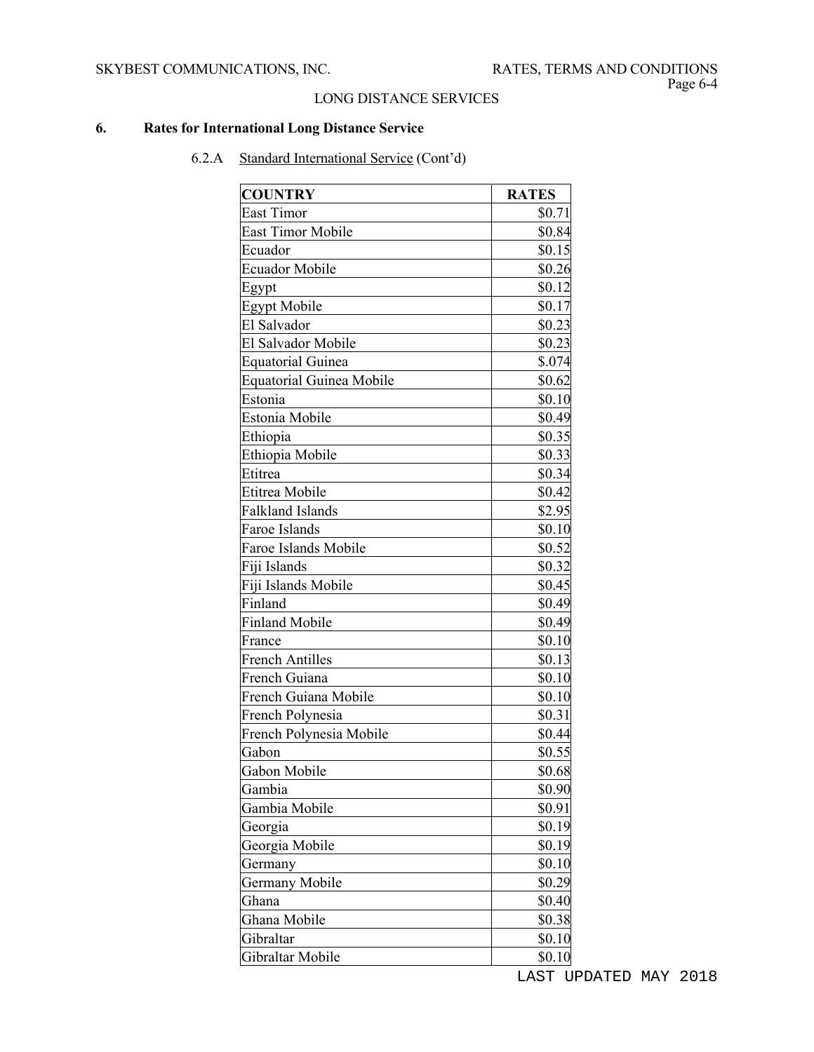LONG DISTANCE SERVICES

## 6. Rates for International Long Distance Service

6.2.A Standard International Service (Cont'd)

| COUNTRY | RATES |
|---|---|
| East Timor | $0.71 |
| East Timor Mobile | $0.84 |
| Ecuador | $0.15 |
| Ecuador Mobile | $0.26 |
| Egypt | $0.12 |
| Egypt Mobile | $0.17 |
| El Salvador | $0.23 |
| El Salvador Mobile | $0.23 |
| Equatorial Guinea | $.074 |
| Equatorial Guinea Mobile | $0.62 |
| Estonia | $0.10 |
| Estonia Mobile | $0.49 |
| Ethiopia | $0.35 |
| Ethiopia Mobile | $0.33 |
| Etitrea | $0.34 |
| Etitrea Mobile | $0.42 |
| Falkland Islands | $2.95 |
| Faroe Islands | $0.10 |
| Faroe Islands Mobile | $0.52 |
| Fiji Islands | $0.32 |
| Fiji Islands Mobile | $0.45 |
| Finland | $0.49 |
| Finland Mobile | $0.49 |
| France | $0.10 |
| French Antilles | $0.13 |
| French Guiana | $0.10 |
| French Guiana Mobile | $0.10 |
| French Polynesia | $0.31 |
| French Polynesia Mobile | $0.44 |
| Gabon | $0.55 |
| Gabon Mobile | $0.68 |
| Gambia | $0.90 |
| Gambia Mobile | $0.91 |
| Georgia | $0.19 |
| Georgia Mobile | $0.19 |
| Germany | $0.10 |
| Germany Mobile | $0.29 |
| Ghana | $0.40 |
| Ghana Mobile | $0.38 |
| Gibraltar | $0.10 |
| Gibraltar Mobile | $0.10 |

LAST UPDATED MAY 2018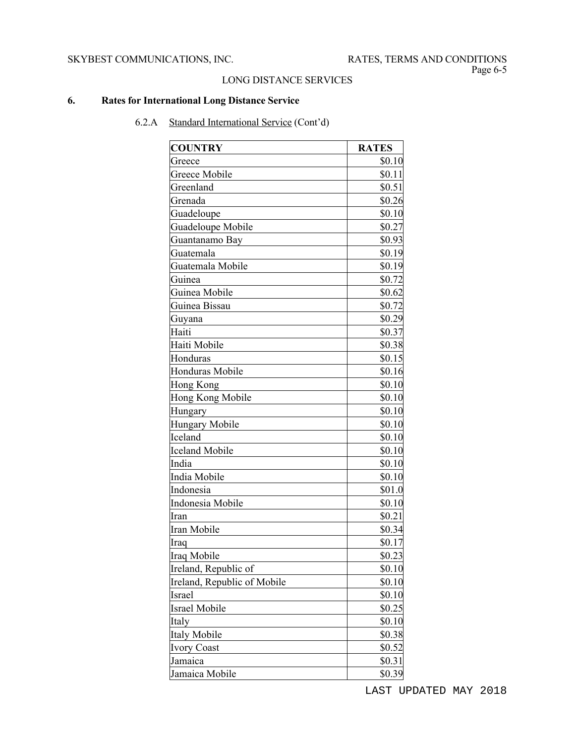LONG DISTANCE SERVICES

## 6. Rates for International Long Distance Service

6.2.A Standard International Service (Cont'd)

| COUNTRY | RATES |
|---|---|
| Greece | $0.10 |
| Greece Mobile | $0.11 |
| Greenland | $0.51 |
| Grenada | $0.26 |
| Guadeloupe | $0.10 |
| Guadeloupe Mobile | $0.27 |
| Guantanamo Bay | $0.93 |
| Guatemala | $0.19 |
| Guatemala Mobile | $0.19 |
| Guinea | $0.72 |
| Guinea Mobile | $0.62 |
| Guinea Bissau | $0.72 |
| Guyana | $0.29 |
| Haiti | $0.37 |
| Haiti Mobile | $0.38 |
| Honduras | $0.15 |
| Honduras Mobile | $0.16 |
| Hong Kong | $0.10 |
| Hong Kong Mobile | $0.10 |
| Hungary | $0.10 |
| Hungary Mobile | $0.10 |
| Iceland | $0.10 |
| Iceland Mobile | $0.10 |
| India | $0.10 |
| India Mobile | $0.10 |
| Indonesia | $01.0 |
| Indonesia Mobile | $0.10 |
| Iran | $0.21 |
| Iran Mobile | $0.34 |
| Iraq | $0.17 |
| Iraq Mobile | $0.23 |
| Ireland, Republic of | $0.10 |
| Ireland, Republic of Mobile | $0.10 |
| Israel | $0.10 |
| Israel Mobile | $0.25 |
| Italy | $0.10 |
| Italy Mobile | $0.38 |
| Ivory Coast | $0.52 |
| Jamaica | $0.31 |
| Jamaica Mobile | $0.39 |

LAST UPDATED MAY 2018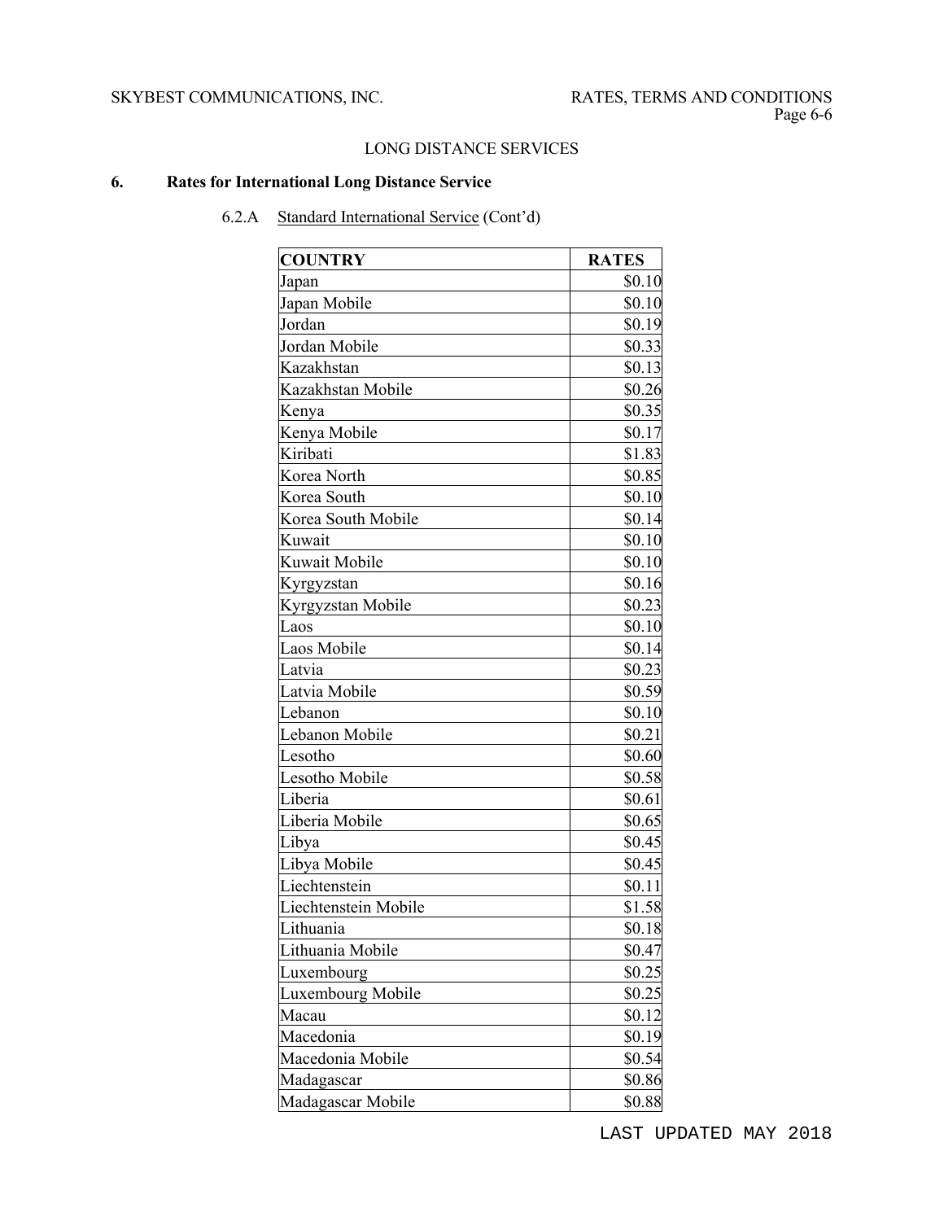LONG DISTANCE SERVICES

## 6. Rates for International Long Distance Service

6.2.A Standard International Service (Cont'd)

| COUNTRY | RATES |
|---|---|
| Japan | $0.10 |
| Japan Mobile | $0.10 |
| Jordan | $0.19 |
| Jordan Mobile | $0.33 |
| Kazakhstan | $0.13 |
| Kazakhstan Mobile | $0.26 |
| Kenya | $0.35 |
| Kenya Mobile | $0.17 |
| Kiribati | $1.83 |
| Korea North | $0.85 |
| Korea South | $0.10 |
| Korea South Mobile | $0.14 |
| Kuwait | $0.10 |
| Kuwait Mobile | $0.10 |
| Kyrgyzstan | $0.16 |
| Kyrgyzstan Mobile | $0.23 |
| Laos | $0.10 |
| Laos Mobile | $0.14 |
| Latvia | $0.23 |
| Latvia Mobile | $0.59 |
| Lebanon | $0.10 |
| Lebanon Mobile | $0.21 |
| Lesotho | $0.60 |
| Lesotho Mobile | $0.58 |
| Liberia | $0.61 |
| Liberia Mobile | $0.65 |
| Libya | $0.45 |
| Libya Mobile | $0.45 |
| Liechtenstein | $0.11 |
| Liechtenstein Mobile | $1.58 |
| Lithuania | $0.18 |
| Lithuania Mobile | $0.47 |
| Luxembourg | $0.25 |
| Luxembourg Mobile | $0.25 |
| Macau | $0.12 |
| Macedonia | $0.19 |
| Macedonia Mobile | $0.54 |
| Madagascar | $0.86 |
| Madagascar Mobile | $0.88 |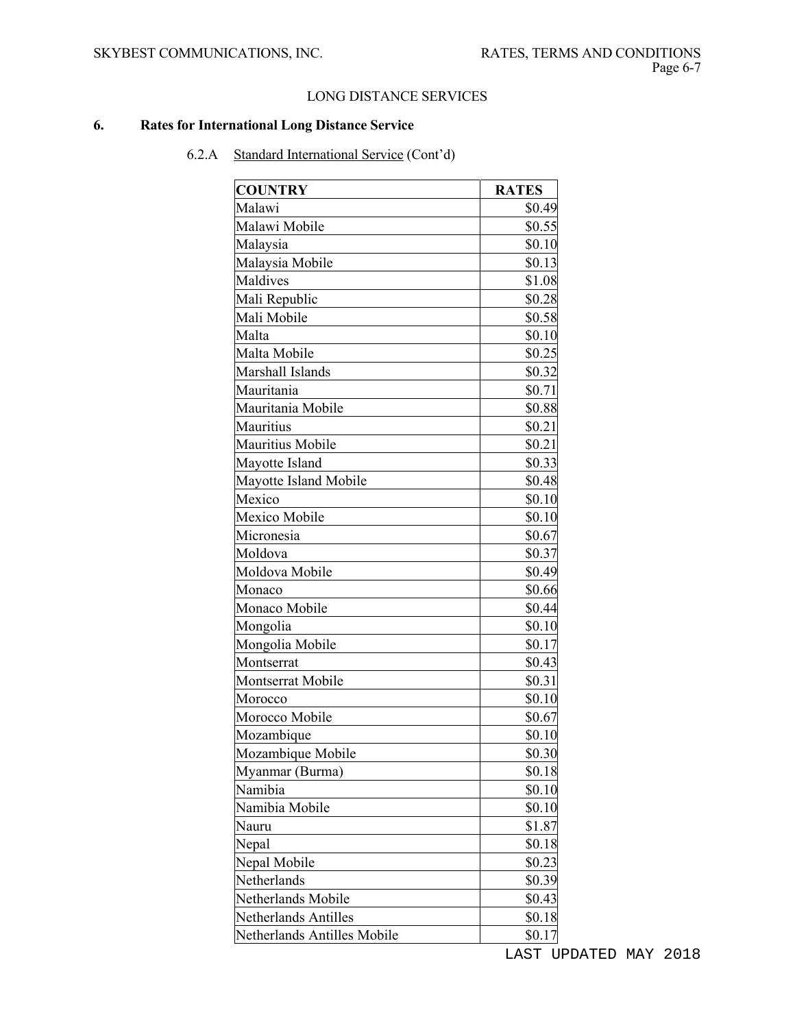LONG DISTANCE SERVICES

## 6. Rates for International Long Distance Service

### 6.2.A Standard International Service (Cont'd)

| COUNTRY | RATES |
|---|---|
| Malawi | $0.49 |
| Malawi Mobile | $0.55 |
| Malaysia | $0.10 |
| Malaysia Mobile | $0.13 |
| Maldives | $1.08 |
| Mali Republic | $0.28 |
| Mali Mobile | $0.58 |
| Malta | $0.10 |
| Malta Mobile | $0.25 |
| Marshall Islands | $0.32 |
| Mauritania | $0.71 |
| Mauritania Mobile | $0.88 |
| Mauritius | $0.21 |
| Mauritius Mobile | $0.21 |
| Mayotte Island | $0.33 |
| Mayotte Island Mobile | $0.48 |
| Mexico | $0.10 |
| Mexico Mobile | $0.10 |
| Micronesia | $0.67 |
| Moldova | $0.37 |
| Moldova Mobile | $0.49 |
| Monaco | $0.66 |
| Monaco Mobile | $0.44 |
| Mongolia | $0.10 |
| Mongolia Mobile | $0.17 |
| Montserrat | $0.43 |
| Montserrat Mobile | $0.31 |
| Morocco | $0.10 |
| Morocco Mobile | $0.67 |
| Mozambique | $0.10 |
| Mozambique Mobile | $0.30 |
| Myanmar (Burma) | $0.18 |
| Namibia | $0.10 |
| Namibia Mobile | $0.10 |
| Nauru | $1.87 |
| Nepal | $0.18 |
| Nepal Mobile | $0.23 |
| Netherlands | $0.39 |
| Netherlands Mobile | $0.43 |
| Netherlands Antilles | $0.18 |
| Netherlands Antilles Mobile | $0.17 |

LAST UPDATED MAY 2018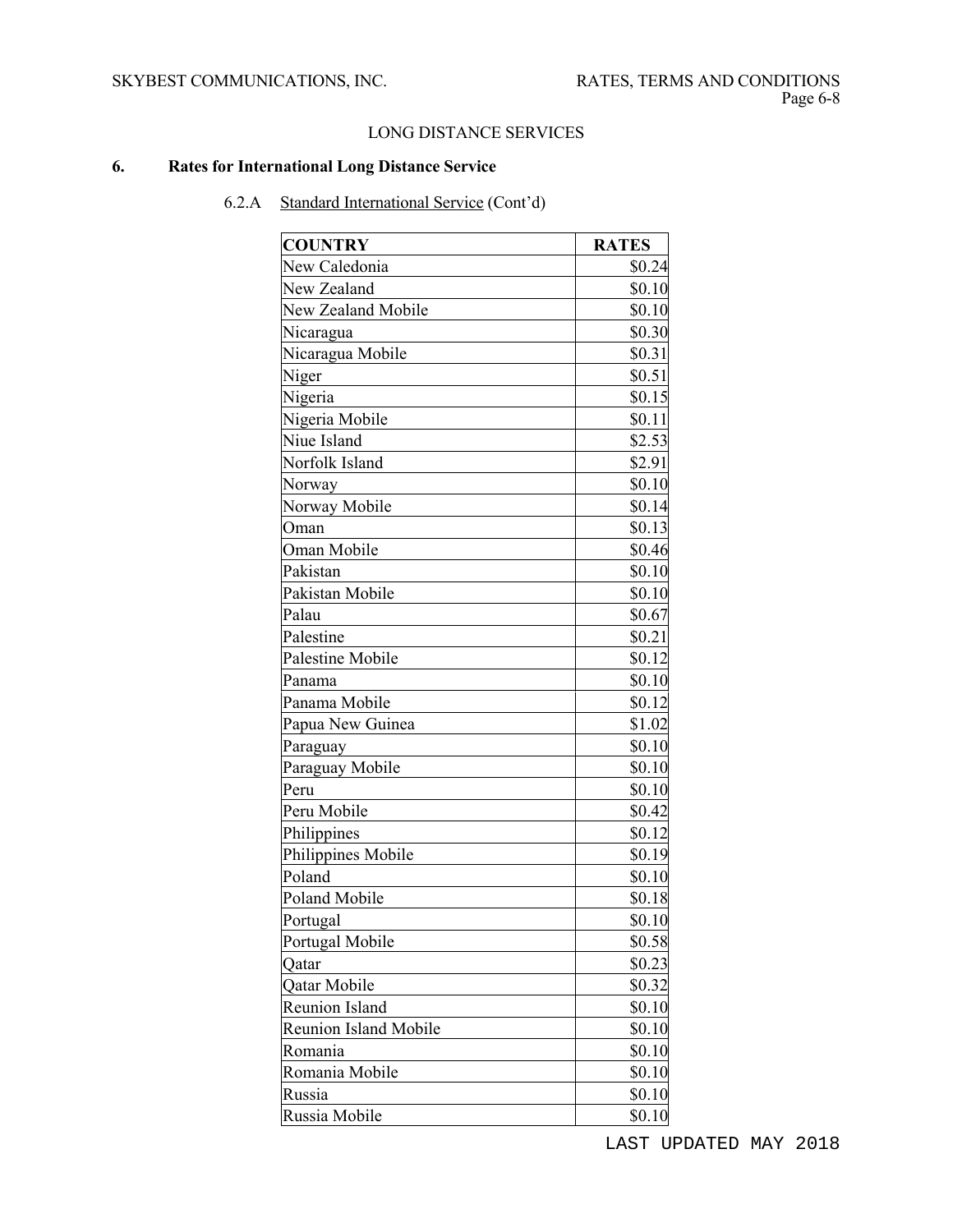LONG DISTANCE SERVICES

## 6. Rates for International Long Distance Service

### 6.2.A Standard International Service (Cont'd)

| COUNTRY | RATES |
|---|---|
| New Caledonia | $0.24 |
| New Zealand | $0.10 |
| New Zealand Mobile | $0.10 |
| Nicaragua | $0.30 |
| Nicaragua Mobile | $0.31 |
| Niger | $0.51 |
| Nigeria | $0.15 |
| Nigeria Mobile | $0.11 |
| Niue Island | $2.53 |
| Norfolk Island | $2.91 |
| Norway | $0.10 |
| Norway Mobile | $0.14 |
| Oman | $0.13 |
| Oman Mobile | $0.46 |
| Pakistan | $0.10 |
| Pakistan Mobile | $0.10 |
| Palau | $0.67 |
| Palestine | $0.21 |
| Palestine Mobile | $0.12 |
| Panama | $0.10 |
| Panama Mobile | $0.12 |
| Papua New Guinea | $1.02 |
| Paraguay | $0.10 |
| Paraguay Mobile | $0.10 |
| Peru | $0.10 |
| Peru Mobile | $0.42 |
| Philippines | $0.12 |
| Philippines Mobile | $0.19 |
| Poland | $0.10 |
| Poland Mobile | $0.18 |
| Portugal | $0.10 |
| Portugal Mobile | $0.58 |
| Qatar | $0.23 |
| Qatar Mobile | $0.32 |
| Reunion Island | $0.10 |
| Reunion Island Mobile | $0.10 |
| Romania | $0.10 |
| Romania Mobile | $0.10 |
| Russia | $0.10 |
| Russia Mobile | $0.10 |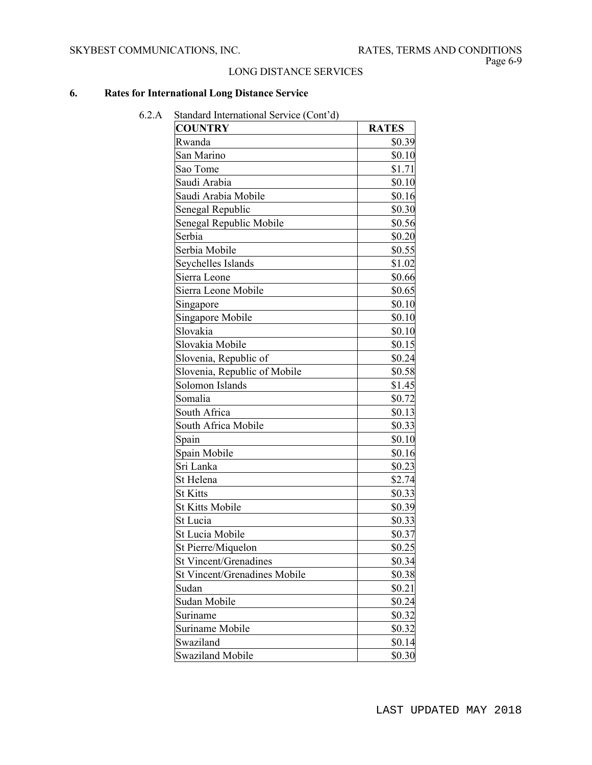## 6. Rates for International Long Distance Service

6.2.A Standard International Service (Cont'd)

| COUNTRY | RATES |
|---|---|
| Rwanda | $0.39 |
| San Marino | $0.10 |
| Sao Tome | $1.71 |
| Saudi Arabia | $0.10 |
| Saudi Arabia Mobile | $0.16 |
| Senegal Republic | $0.30 |
| Senegal Republic Mobile | $0.56 |
| Serbia | $0.20 |
| Serbia Mobile | $0.55 |
| Seychelles Islands | $1.02 |
| Sierra Leone | $0.66 |
| Sierra Leone Mobile | $0.65 |
| Singapore | $0.10 |
| Singapore Mobile | $0.10 |
| Slovakia | $0.10 |
| Slovakia Mobile | $0.15 |
| Slovenia, Republic of | $0.24 |
| Slovenia, Republic of Mobile | $0.58 |
| Solomon Islands | $1.45 |
| Somalia | $0.72 |
| South Africa | $0.13 |
| South Africa Mobile | $0.33 |
| Spain | $0.10 |
| Spain Mobile | $0.16 |
| Sri Lanka | $0.23 |
| St Helena | $2.74 |
| St Kitts | $0.33 |
| St Kitts Mobile | $0.39 |
| St Lucia | $0.33 |
| St Lucia Mobile | $0.37 |
| St Pierre/Miquelon | $0.25 |
| St Vincent/Grenadines | $0.34 |
| St Vincent/Grenadines Mobile | $0.38 |
| Sudan | $0.21 |
| Sudan Mobile | $0.24 |
| Suriname | $0.32 |
| Suriname Mobile | $0.32 |
| Swaziland | $0.14 |
| Swaziland Mobile | $0.30 |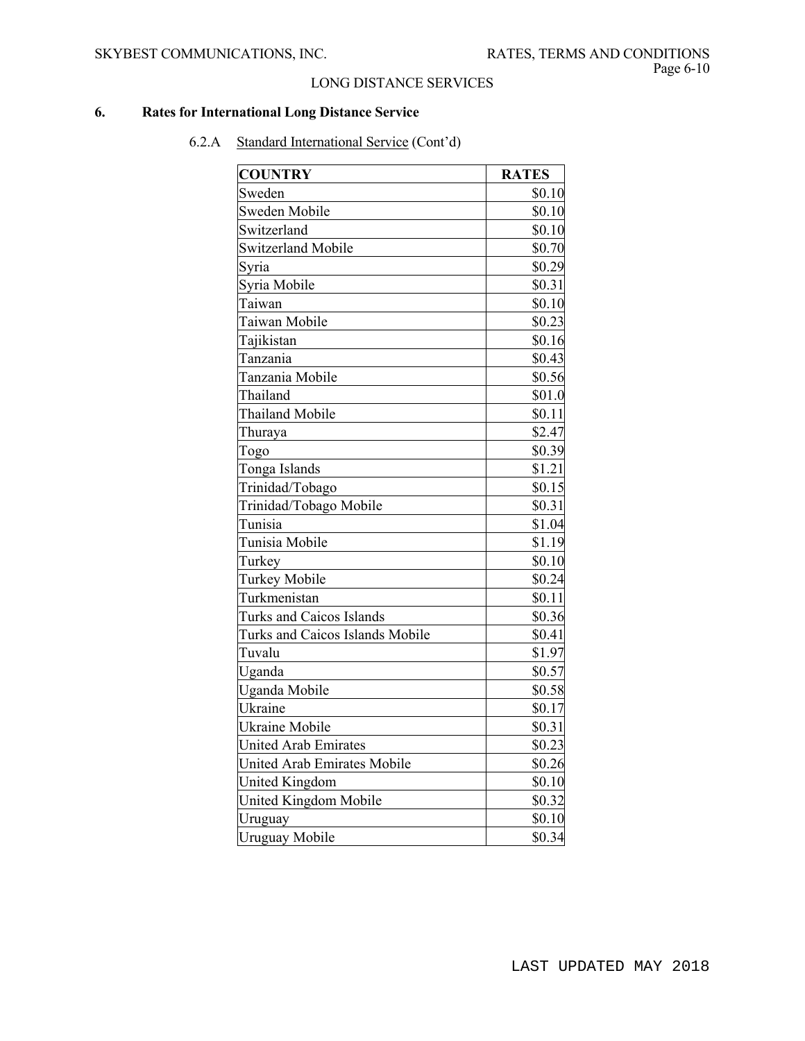# 6. Rates for International Long Distance Service

6.2.A Standard International Service (Cont'd)

| COUNTRY | RATES |
|---|---|
| Sweden | $0.10 |
| Sweden Mobile | $0.10 |
| Switzerland | $0.10 |
| Switzerland Mobile | $0.70 |
| Syria | $0.29 |
| Syria Mobile | $0.31 |
| Taiwan | $0.10 |
| Taiwan Mobile | $0.23 |
| Tajikistan | $0.16 |
| Tanzania | $0.43 |
| Tanzania Mobile | $0.56 |
| Thailand | $01.0 |
| Thailand Mobile | $0.11 |
| Thuraya | $2.47 |
| Togo | $0.39 |
| Tonga Islands | $1.21 |
| Trinidad/Tobago | $0.15 |
| Trinidad/Tobago Mobile | $0.31 |
| Tunisia | $1.04 |
| Tunisia Mobile | $1.19 |
| Turkey | $0.10 |
| Turkey Mobile | $0.24 |
| Turkmenistan | $0.11 |
| Turks and Caicos Islands | $0.36 |
| Turks and Caicos Islands Mobile | $0.41 |
| Tuvalu | $1.97 |
| Uganda | $0.57 |
| Uganda Mobile | $0.58 |
| Ukraine | $0.17 |
| Ukraine Mobile | $0.31 |
| United Arab Emirates | $0.23 |
| United Arab Emirates Mobile | $0.26 |
| United Kingdom | $0.10 |
| United Kingdom Mobile | $0.32 |
| Uruguay | $0.10 |
| Uruguay Mobile | $0.34 |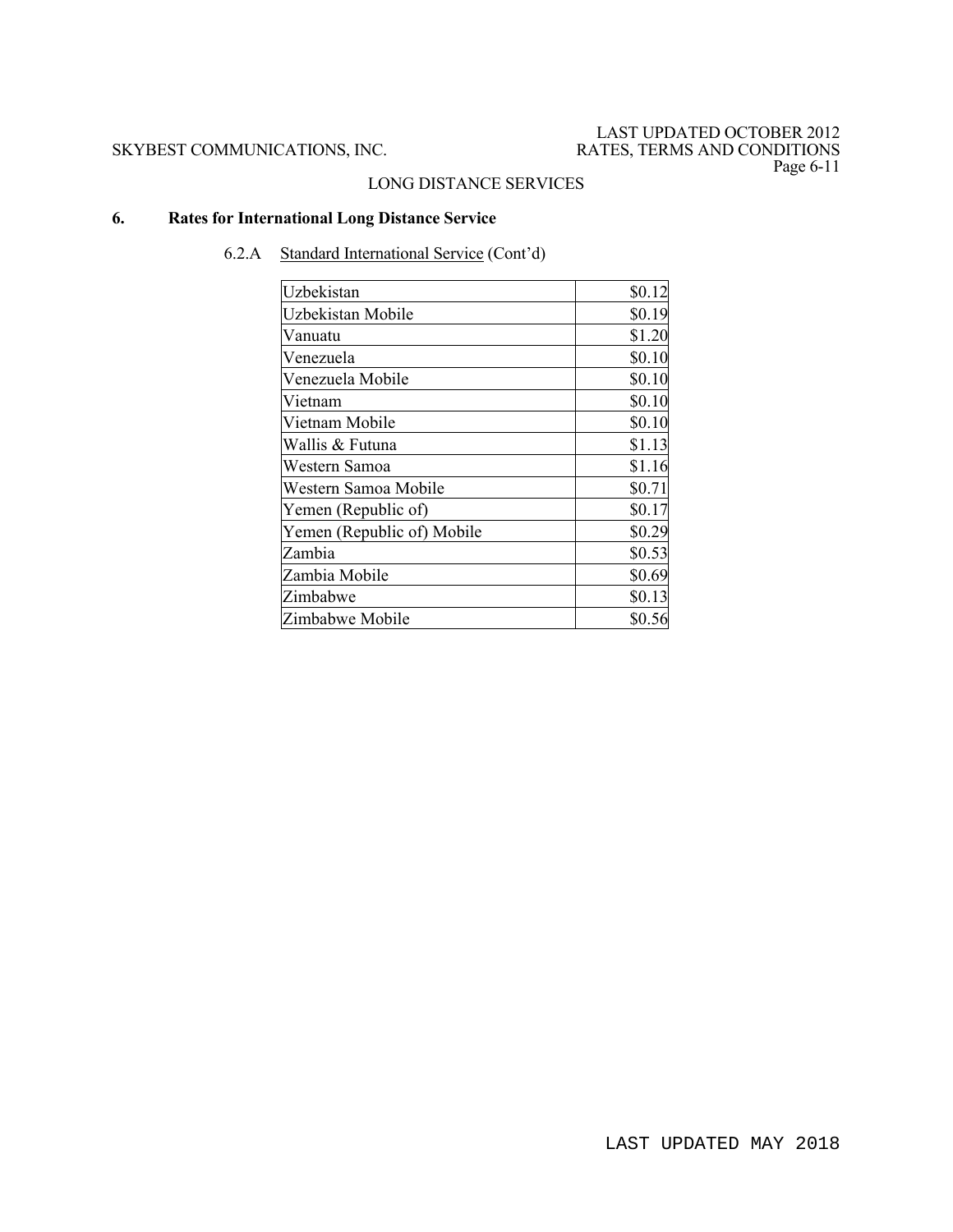LONG DISTANCE SERVICES

## 6. Rates for International Long Distance Service

6.2.A Standard International Service (Cont'd)

| | |
|---|---|
| Uzbekistan | $0.12 |
| Uzbekistan Mobile | $0.19 |
| Vanuatu | $1.20 |
| Venezuela | $0.10 |
| Venezuela Mobile | $0.10 |
| Vietnam | $0.10 |
| Vietnam Mobile | $0.10 |
| Wallis & Futuna | $1.13 |
| Western Samoa | $1.16 |
| Western Samoa Mobile | $0.71 |
| Yemen (Republic of) | $0.17 |
| Yemen (Republic of) Mobile | $0.29 |
| Zambia | $0.53 |
| Zambia Mobile | $0.69 |
| Zimbabwe | $0.13 |
| Zimbabwe Mobile | $0.56 |